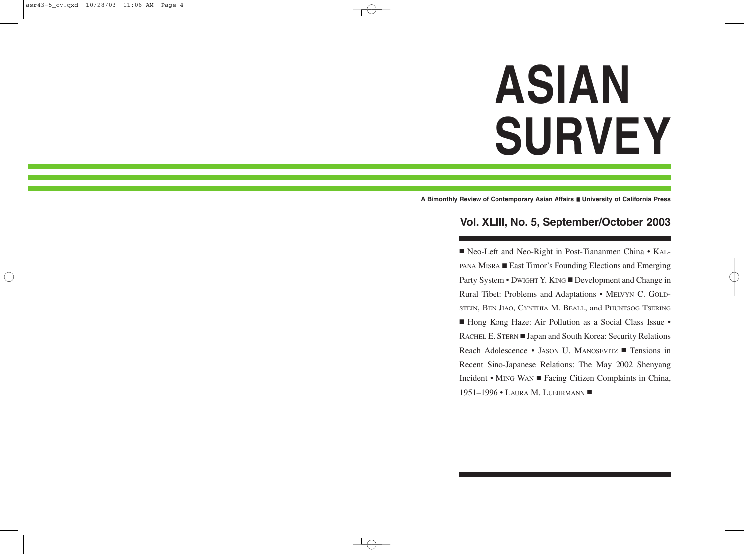# ASIAN SURVEY

**A Bimonthly Review of Contemporary Asian Affairs ■ University of California Press**

## Vol. XLIII, No. 5, September/October 2003

■ Neo-Left and Neo-Right in Post-Tiananmen China • KALPANA MISRA ■ East Timor's Founding Elections and Emerging Party System • DWIGHT Y. KING ■ Development and Change in Rural Tibet: Problems and Adaptations • MELVYN C. GOLDSTEIN, BEN JIAO, CYNTHIA M. BEALL, and PHUNTSOG TSERING ■ Hong Kong Haze: Air Pollution as a Social Class Issue • RACHEL E. STERN ■ Japan and South Korea: Security Relations Reach Adolescence • JASON U. MANOSEVITZ ■ Tensions in Recent Sino-Japanese Relations: The May 2002 Shenyang Incident • MING WAN ■ Facing Citizen Complaints in China, 1951–1996 • LAURA M. LUEHRMANN ■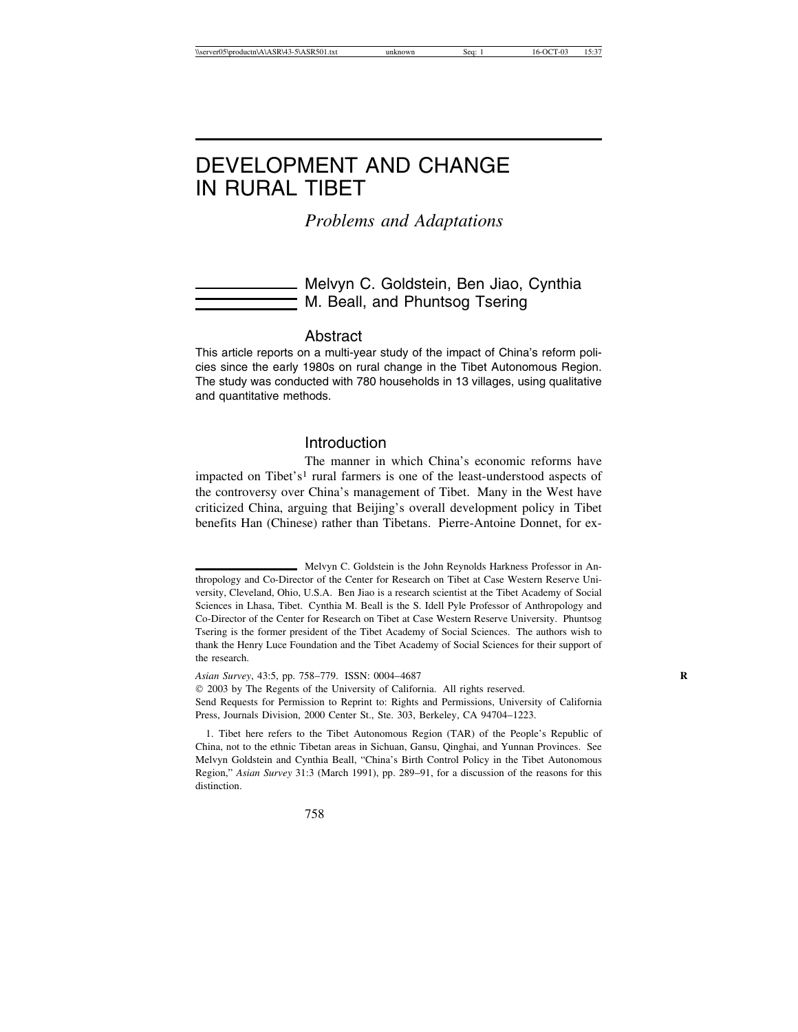# DEVELOPMENT AND CHANGE IN RURAL TIBET

*Problems and Adaptations*

Melvyn C. Goldstein, Ben Jiao, Cynthia M. Beall, and Phuntsog Tsering

## Abstract

This article reports on a multi-year study of the impact of China's reform policies since the early 1980s on rural change in the Tibet Autonomous Region. The study was conducted with 780 households in 13 villages, using qualitative and quantitative methods.

## Introduction

The manner in which China's economic reforms have impacted on Tibet's[1] rural farmers is one of the least-understood aspects of the controversy over China's management of Tibet. Many in the West have criticized China, arguing that Beijing's overall development policy in Tibet benefits Han (Chinese) rather than Tibetans. Pierre-Antoine Donnet, for ex-

Melvyn C. Goldstein is the John Reynolds Harkness Professor in Anthropology and Co-Director of the Center for Research on Tibet at Case Western Reserve University, Cleveland, Ohio, U.S.A. Ben Jiao is a research scientist at the Tibet Academy of Social Sciences in Lhasa, Tibet. Cynthia M. Beall is the S. Idell Pyle Professor of Anthropology and Co-Director of the Center for Research on Tibet at Case Western Reserve University. Phuntsog Tsering is the former president of the Tibet Academy of Social Sciences. The authors wish to thank the Henry Luce Foundation and the Tibet Academy of Social Sciences for their support of the research.

*Asian Survey*, 43:5, pp. 758–779. ISSN: 0004–4687

© 2003 by The Regents of the University of California. All rights reserved.

Send Requests for Permission to Reprint to: Rights and Permissions, University of California Press, Journals Division, 2000 Center St., Ste. 303, Berkeley, CA 94704–1223.

1. Tibet here refers to the Tibet Autonomous Region (TAR) of the People's Republic of China, not to the ethnic Tibetan areas in Sichuan, Gansu, Qinghai, and Yunnan Provinces. See Melvyn Goldstein and Cynthia Beall, "China's Birth Control Policy in the Tibet Autonomous Region," *Asian Survey* 31:3 (March 1991), pp. 289–91, for a discussion of the reasons for this distinction.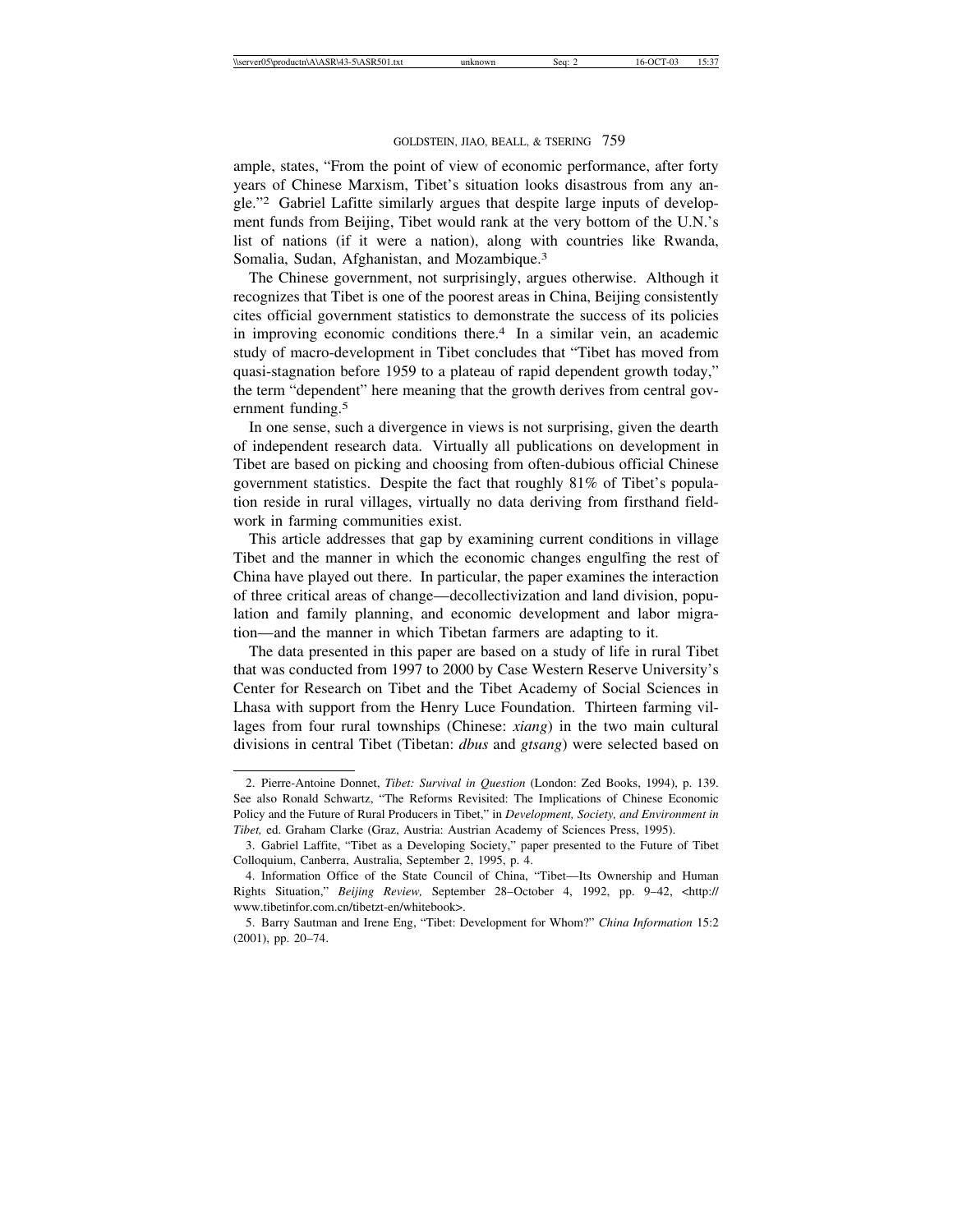ample, states, "From the point of view of economic performance, after forty years of Chinese Marxism, Tibet's situation looks disastrous from any angle."[2] Gabriel Lafitte similarly argues that despite large inputs of development funds from Beijing, Tibet would rank at the very bottom of the U.N.'s list of nations (if it were a nation), along with countries like Rwanda, Somalia, Sudan, Afghanistan, and Mozambique.[3]

The Chinese government, not surprisingly, argues otherwise. Although it recognizes that Tibet is one of the poorest areas in China, Beijing consistently cites official government statistics to demonstrate the success of its policies in improving economic conditions there.[4] In a similar vein, an academic study of macro-development in Tibet concludes that "Tibet has moved from quasi-stagnation before 1959 to a plateau of rapid dependent growth today," the term "dependent" here meaning that the growth derives from central government funding.[5]

In one sense, such a divergence in views is not surprising, given the dearth of independent research data. Virtually all publications on development in Tibet are based on picking and choosing from often-dubious official Chinese government statistics. Despite the fact that roughly 81% of Tibet's population reside in rural villages, virtually no data deriving from firsthand fieldwork in farming communities exist.

This article addresses that gap by examining current conditions in village Tibet and the manner in which the economic changes engulfing the rest of China have played out there. In particular, the paper examines the interaction of three critical areas of change—decollectivization and land division, population and family planning, and economic development and labor migration—and the manner in which Tibetan farmers are adapting to it.

The data presented in this paper are based on a study of life in rural Tibet that was conducted from 1997 to 2000 by Case Western Reserve University's Center for Research on Tibet and the Tibet Academy of Social Sciences in Lhasa with support from the Henry Luce Foundation. Thirteen farming villages from four rural townships (Chinese: *xiang*) in the two main cultural divisions in central Tibet (Tibetan: *dbus* and *gtsang*) were selected based on

---

2. Pierre-Antoine Donnet, *Tibet: Survival in Question* (London: Zed Books, 1994), p. 139. See also Ronald Schwartz, "The Reforms Revisited: The Implications of Chinese Economic Policy and the Future of Rural Producers in Tibet," in *Development, Society, and Environment in Tibet,* ed. Graham Clarke (Graz, Austria: Austrian Academy of Sciences Press, 1995).

3. Gabriel Laffite, "Tibet as a Developing Society," paper presented to the Future of Tibet Colloquium, Canberra, Australia, September 2, 1995, p. 4.

4. Information Office of the State Council of China, "Tibet—Its Ownership and Human Rights Situation," *Beijing Review,* September 28–October 4, 1992, pp. 9–42, <http://www.tibetinfor.com.cn/tibetzt-en/whitebook>.

5. Barry Sautman and Irene Eng, "Tibet: Development for Whom?" *China Information* 15:2 (2001), pp. 20–74.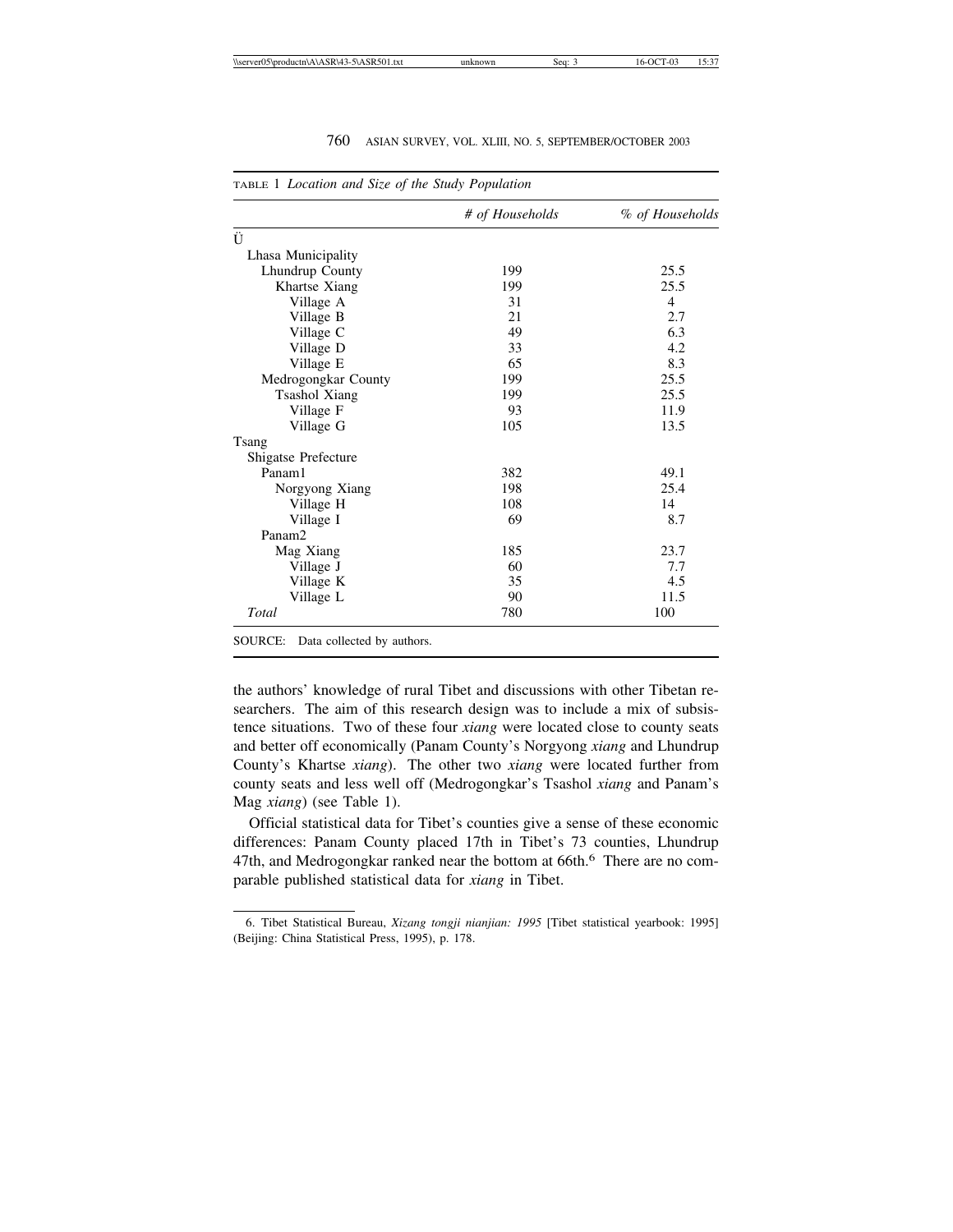TABLE 1 *Location and Size of the Study Population*

| | *# of Households* | *% of Households* |
|---|---|---|
| Ü | | |
| Lhasa Municipality | | |
| Lhundrup County | 199 | 25.5 |
| Khartse Xiang | 199 | 25.5 |
| Village A | 31 | 4 |
| Village B | 21 | 2.7 |
| Village C | 49 | 6.3 |
| Village D | 33 | 4.2 |
| Village E | 65 | 8.3 |
| Medrogongkar County | 199 | 25.5 |
| Tsashol Xiang | 199 | 25.5 |
| Village F | 93 | 11.9 |
| Village G | 105 | 13.5 |
| Tsang | | |
| Shigatse Prefecture | | |
| Panam1 | 382 | 49.1 |
| Norgyong Xiang | 198 | 25.4 |
| Village H | 108 | 14 |
| Village I | 69 | 8.7 |
| Panam2 | | |
| Mag Xiang | 185 | 23.7 |
| Village J | 60 | 7.7 |
| Village K | 35 | 4.5 |
| Village L | 90 | 11.5 |
| *Total* | 780 | 100 |

SOURCE: Data collected by authors.

the authors' knowledge of rural Tibet and discussions with other Tibetan researchers. The aim of this research design was to include a mix of subsistence situations. Two of these four *xiang* were located close to county seats and better off economically (Panam County's Norgyong *xiang* and Lhundrup County's Khartse *xiang*). The other two *xiang* were located further from county seats and less well off (Medrogongkar's Tsashol *xiang* and Panam's Mag *xiang*) (see Table 1).

Official statistical data for Tibet's counties give a sense of these economic differences: Panam County placed 17th in Tibet's 73 counties, Lhundrup 47th, and Medrogongkar ranked near the bottom at 66th.[6] There are no comparable published statistical data for *xiang* in Tibet.

6. Tibet Statistical Bureau, *Xizang tongji nianjian: 1995* [Tibet statistical yearbook: 1995] (Beijing: China Statistical Press, 1995), p. 178.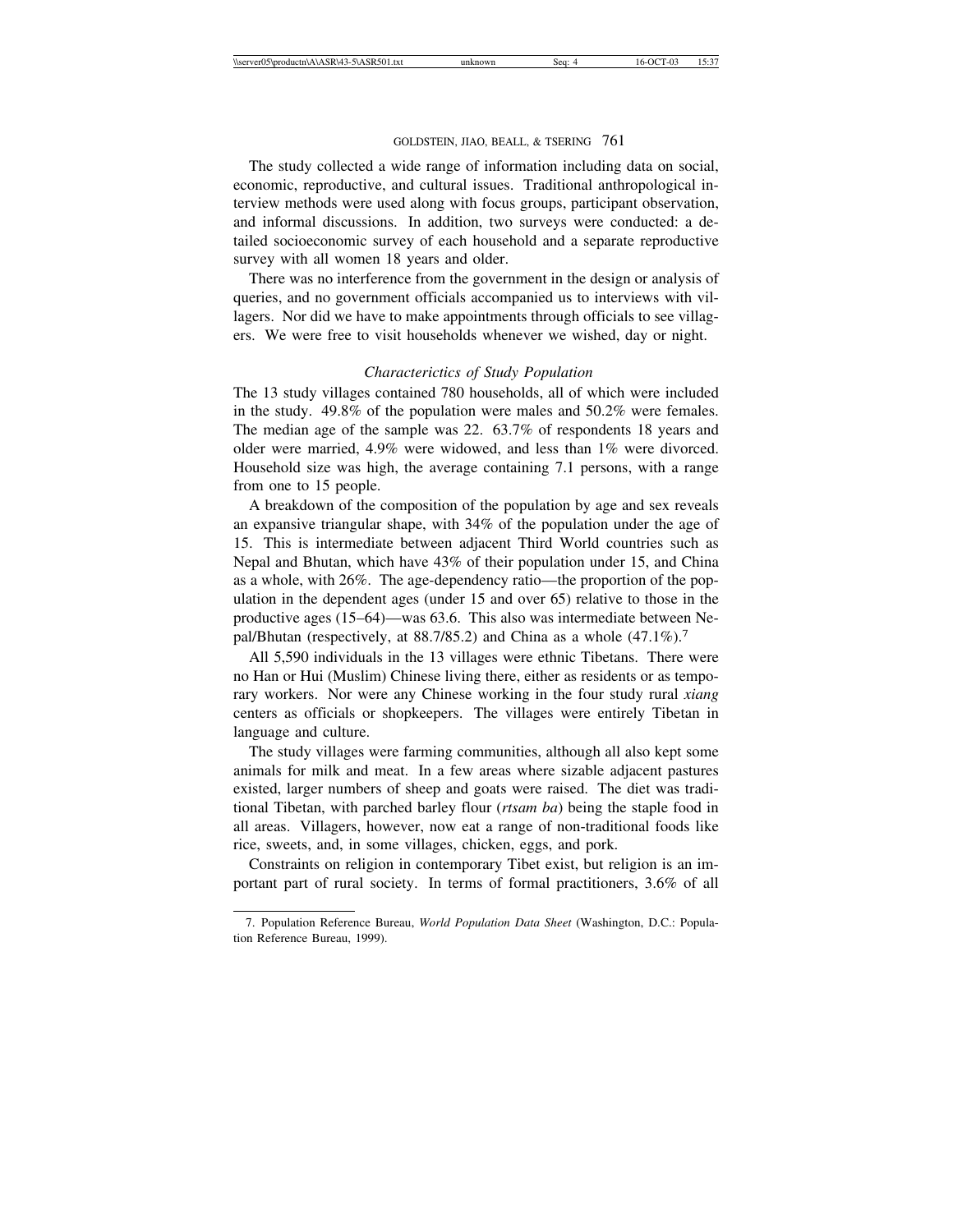The study collected a wide range of information including data on social, economic, reproductive, and cultural issues. Traditional anthropological interview methods were used along with focus groups, participant observation, and informal discussions. In addition, two surveys were conducted: a detailed socioeconomic survey of each household and a separate reproductive survey with all women 18 years and older.

There was no interference from the government in the design or analysis of queries, and no government officials accompanied us to interviews with villagers. Nor did we have to make appointments through officials to see villagers. We were free to visit households whenever we wished, day or night.

### *Characterictics of Study Population*

The 13 study villages contained 780 households, all of which were included in the study. 49.8% of the population were males and 50.2% were females. The median age of the sample was 22. 63.7% of respondents 18 years and older were married, 4.9% were widowed, and less than 1% were divorced. Household size was high, the average containing 7.1 persons, with a range from one to 15 people.

A breakdown of the composition of the population by age and sex reveals an expansive triangular shape, with 34% of the population under the age of 15. This is intermediate between adjacent Third World countries such as Nepal and Bhutan, which have 43% of their population under 15, and China as a whole, with 26%. The age-dependency ratio—the proportion of the population in the dependent ages (under 15 and over 65) relative to those in the productive ages (15–64)—was 63.6. This also was intermediate between Nepal/Bhutan (respectively, at 88.7/85.2) and China as a whole (47.1%).[7]

All 5,590 individuals in the 13 villages were ethnic Tibetans. There were no Han or Hui (Muslim) Chinese living there, either as residents or as temporary workers. Nor were any Chinese working in the four study rural *xiang* centers as officials or shopkeepers. The villages were entirely Tibetan in language and culture.

The study villages were farming communities, although all also kept some animals for milk and meat. In a few areas where sizable adjacent pastures existed, larger numbers of sheep and goats were raised. The diet was traditional Tibetan, with parched barley flour (*rtsam ba*) being the staple food in all areas. Villagers, however, now eat a range of non-traditional foods like rice, sweets, and, in some villages, chicken, eggs, and pork.

Constraints on religion in contemporary Tibet exist, but religion is an important part of rural society. In terms of formal practitioners, 3.6% of all

---

7. Population Reference Bureau, *World Population Data Sheet* (Washington, D.C.: Population Reference Bureau, 1999).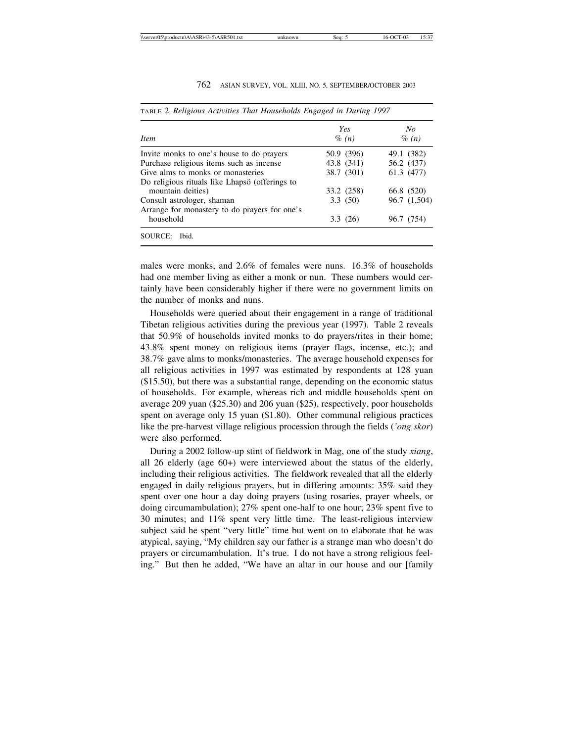TABLE 2 *Religious Activities That Households Engaged in During 1997*

| Item | Yes % (n) | No % (n) |
|---|---|---|
| Invite monks to one's house to do prayers | 50.9 (396) | 49.1 (382) |
| Purchase religious items such as incense | 43.8 (341) | 56.2 (437) |
| Give alms to monks or monasteries | 38.7 (301) | 61.3 (477) |
| Do religious rituals like Lhapsö (offerings to mountain deities) | 33.2 (258) | 66.8 (520) |
| Consult astrologer, shaman | 3.3 (50) | 96.7 (1,504) |
| Arrange for monastery to do prayers for one's household | 3.3 (26) | 96.7 (754) |

SOURCE: Ibid.

males were monks, and 2.6% of females were nuns. 16.3% of households had one member living as either a monk or nun. These numbers would certainly have been considerably higher if there were no government limits on the number of monks and nuns.

Households were queried about their engagement in a range of traditional Tibetan religious activities during the previous year (1997). Table 2 reveals that 50.9% of households invited monks to do prayers/rites in their home; 43.8% spent money on religious items (prayer flags, incense, etc.); and 38.7% gave alms to monks/monasteries. The average household expenses for all religious activities in 1997 was estimated by respondents at 128 yuan ($15.50), but there was a substantial range, depending on the economic status of households. For example, whereas rich and middle households spent on average 209 yuan ($25.30) and 206 yuan ($25), respectively, poor households spent on average only 15 yuan ($1.80). Other communal religious practices like the pre-harvest village religious procession through the fields (*'ong skor*) were also performed.

During a 2002 follow-up stint of fieldwork in Mag, one of the study *xiang*, all 26 elderly (age 60+) were interviewed about the status of the elderly, including their religious activities. The fieldwork revealed that all the elderly engaged in daily religious prayers, but in differing amounts: 35% said they spent over one hour a day doing prayers (using rosaries, prayer wheels, or doing circumambulation); 27% spent one-half to one hour; 23% spent five to 30 minutes; and 11% spent very little time. The least-religious interview subject said he spent "very little" time but went on to elaborate that he was atypical, saying, "My children say our father is a strange man who doesn't do prayers or circumambulation. It's true. I do not have a strong religious feeling." But then he added, "We have an altar in our house and our [family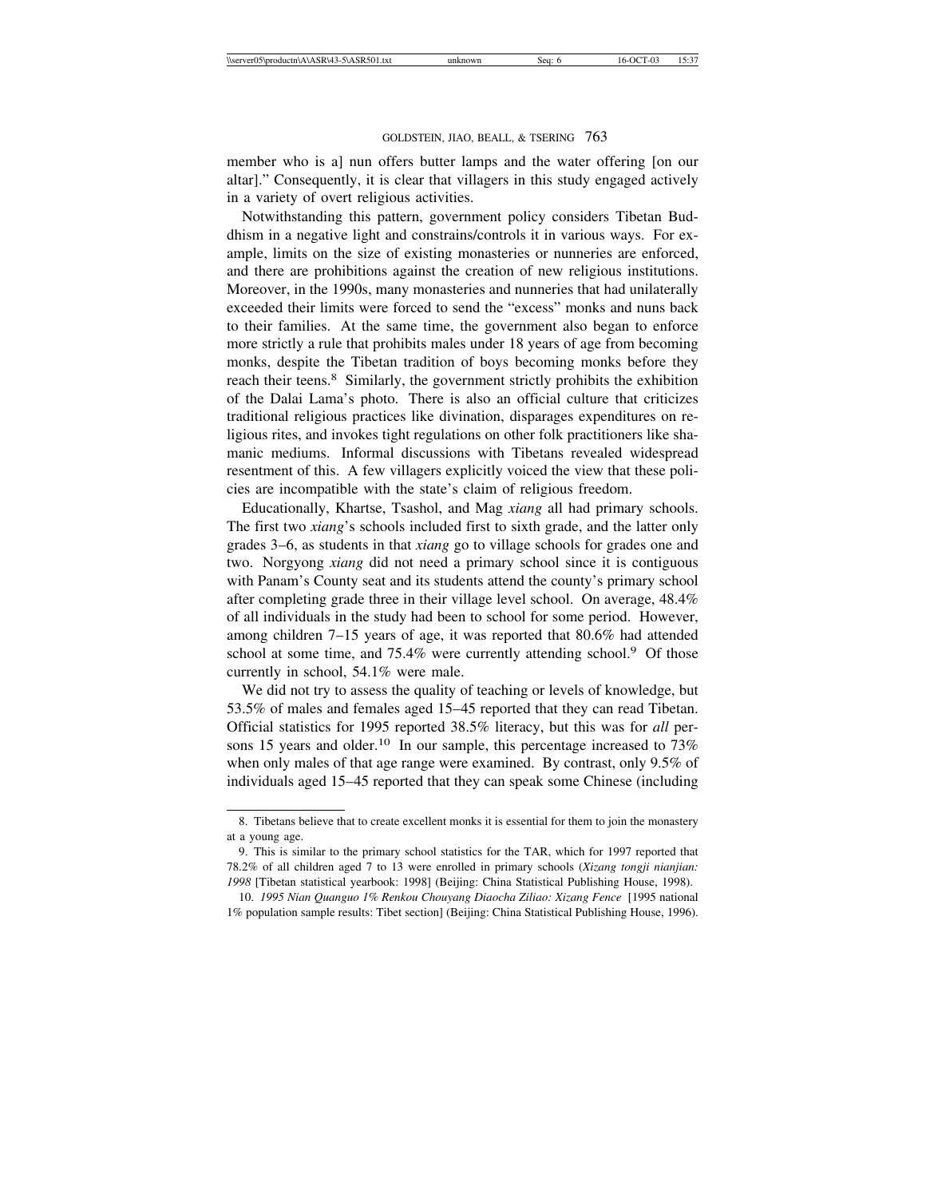member who is a] nun offers butter lamps and the water offering [on our altar]." Consequently, it is clear that villagers in this study engaged actively in a variety of overt religious activities.

Notwithstanding this pattern, government policy considers Tibetan Buddhism in a negative light and constrains/controls it in various ways. For example, limits on the size of existing monasteries or nunneries are enforced, and there are prohibitions against the creation of new religious institutions. Moreover, in the 1990s, many monasteries and nunneries that had unilaterally exceeded their limits were forced to send the "excess" monks and nuns back to their families. At the same time, the government also began to enforce more strictly a rule that prohibits males under 18 years of age from becoming monks, despite the Tibetan tradition of boys becoming monks before they reach their teens.[8] Similarly, the government strictly prohibits the exhibition of the Dalai Lama's photo. There is also an official culture that criticizes traditional religious practices like divination, disparages expenditures on religious rites, and invokes tight regulations on other folk practitioners like shamanic mediums. Informal discussions with Tibetans revealed widespread resentment of this. A few villagers explicitly voiced the view that these policies are incompatible with the state's claim of religious freedom.

Educationally, Khartse, Tsashol, and Mag *xiang* all had primary schools. The first two *xiang*'s schools included first to sixth grade, and the latter only grades 3–6, as students in that *xiang* go to village schools for grades one and two. Norgyong *xiang* did not need a primary school since it is contiguous with Panam's County seat and its students attend the county's primary school after completing grade three in their village level school. On average, 48.4% of all individuals in the study had been to school for some period. However, among children 7–15 years of age, it was reported that 80.6% had attended school at some time, and 75.4% were currently attending school.[9] Of those currently in school, 54.1% were male.

We did not try to assess the quality of teaching or levels of knowledge, but 53.5% of males and females aged 15–45 reported that they can read Tibetan. Official statistics for 1995 reported 38.5% literacy, but this was for *all* persons 15 years and older.[10] In our sample, this percentage increased to 73% when only males of that age range were examined. By contrast, only 9.5% of individuals aged 15–45 reported that they can speak some Chinese (including

8. Tibetans believe that to create excellent monks it is essential for them to join the monastery at a young age.

9. This is similar to the primary school statistics for the TAR, which for 1997 reported that 78.2% of all children aged 7 to 13 were enrolled in primary schools (*Xizang tongji nianjian: 1998* [Tibetan statistical yearbook: 1998] (Beijing: China Statistical Publishing House, 1998).

10. *1995 Nian Quanguo 1% Renkou Chouyang Diaocha Ziliao: Xizang Fence* [1995 national 1% population sample results: Tibet section] (Beijing: China Statistical Publishing House, 1996).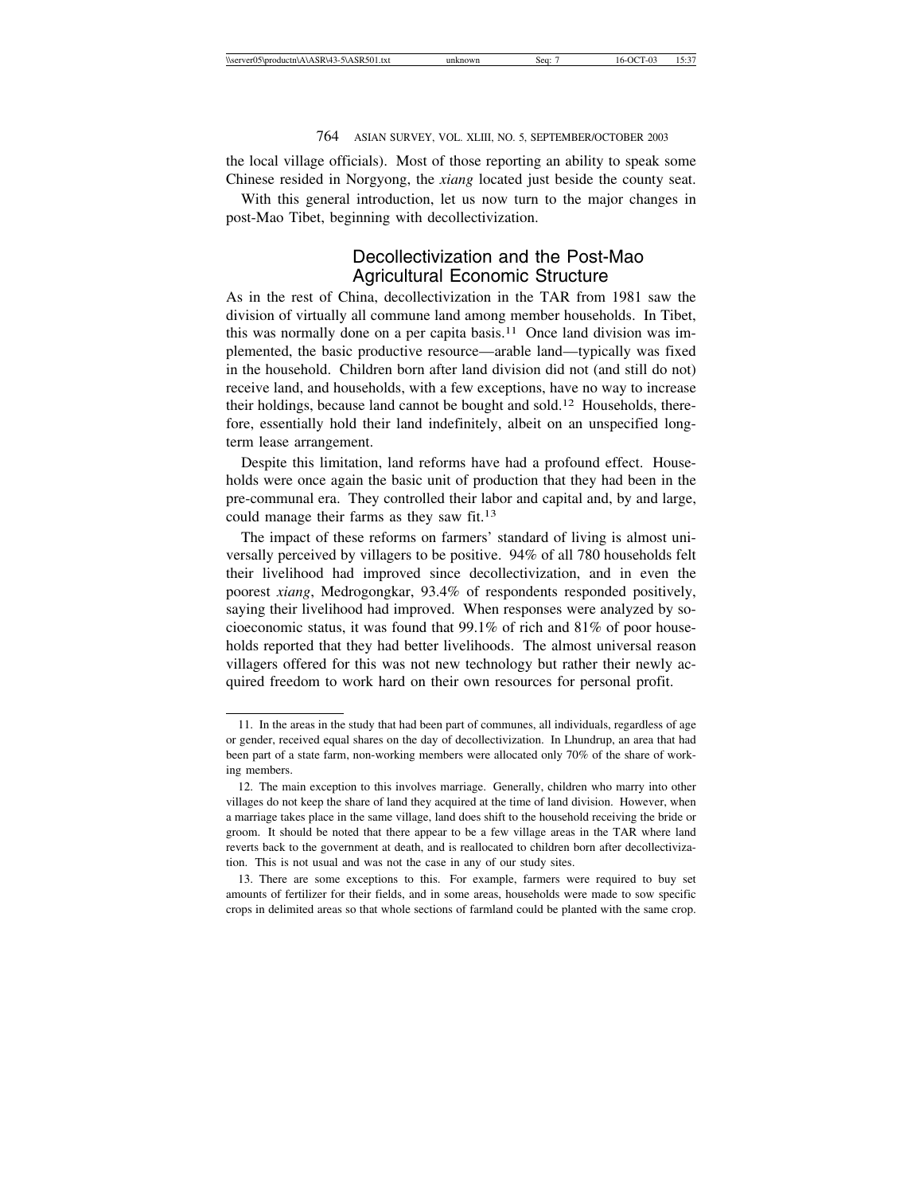the local village officials). Most of those reporting an ability to speak some Chinese resided in Norgyong, the *xiang* located just beside the county seat.

With this general introduction, let us now turn to the major changes in post-Mao Tibet, beginning with decollectivization.

## Decollectivization and the Post-Mao Agricultural Economic Structure

As in the rest of China, decollectivization in the TAR from 1981 saw the division of virtually all commune land among member households. In Tibet, this was normally done on a per capita basis.[11] Once land division was implemented, the basic productive resource—arable land—typically was fixed in the household. Children born after land division did not (and still do not) receive land, and households, with a few exceptions, have no way to increase their holdings, because land cannot be bought and sold.[12] Households, therefore, essentially hold their land indefinitely, albeit on an unspecified long-term lease arrangement.

Despite this limitation, land reforms have had a profound effect. Households were once again the basic unit of production that they had been in the pre-communal era. They controlled their labor and capital and, by and large, could manage their farms as they saw fit.[13]

The impact of these reforms on farmers' standard of living is almost universally perceived by villagers to be positive. 94% of all 780 households felt their livelihood had improved since decollectivization, and in even the poorest *xiang*, Medrogongkar, 93.4% of respondents responded positively, saying their livelihood had improved. When responses were analyzed by socioeconomic status, it was found that 99.1% of rich and 81% of poor households reported that they had better livelihoods. The almost universal reason villagers offered for this was not new technology but rather their newly acquired freedom to work hard on their own resources for personal profit.

---

11. In the areas in the study that had been part of communes, all individuals, regardless of age or gender, received equal shares on the day of decollectivization. In Lhundrup, an area that had been part of a state farm, non-working members were allocated only 70% of the share of working members.

12. The main exception to this involves marriage. Generally, children who marry into other villages do not keep the share of land they acquired at the time of land division. However, when a marriage takes place in the same village, land does shift to the household receiving the bride or groom. It should be noted that there appear to be a few village areas in the TAR where land reverts back to the government at death, and is reallocated to children born after decollectivization. This is not usual and was not the case in any of our study sites.

13. There are some exceptions to this. For example, farmers were required to buy set amounts of fertilizer for their fields, and in some areas, households were made to sow specific crops in delimited areas so that whole sections of farmland could be planted with the same crop.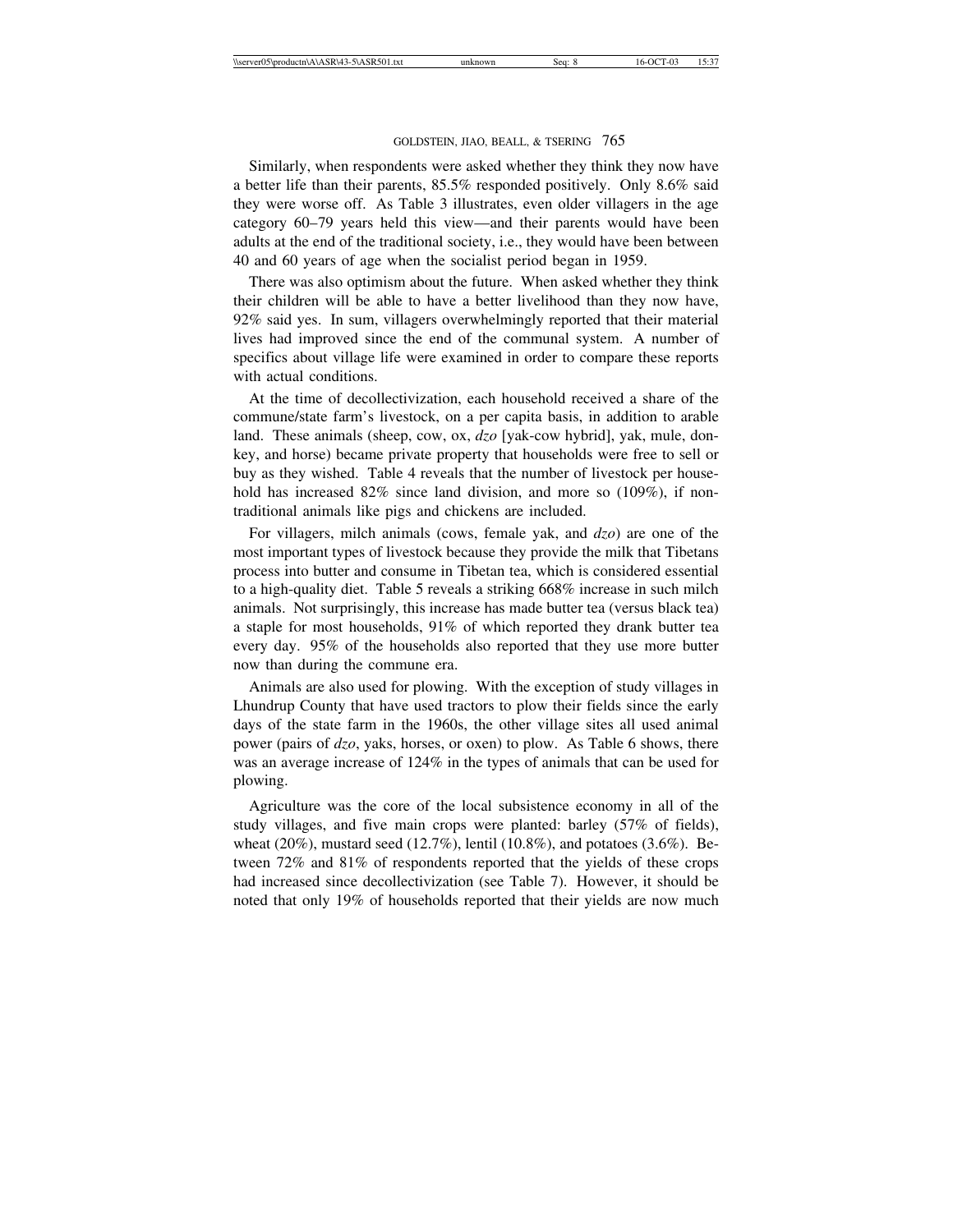Similarly, when respondents were asked whether they think they now have a better life than their parents, 85.5% responded positively. Only 8.6% said they were worse off. As Table 3 illustrates, even older villagers in the age category 60–79 years held this view—and their parents would have been adults at the end of the traditional society, i.e., they would have been between 40 and 60 years of age when the socialist period began in 1959.

There was also optimism about the future. When asked whether they think their children will be able to have a better livelihood than they now have, 92% said yes. In sum, villagers overwhelmingly reported that their material lives had improved since the end of the communal system. A number of specifics about village life were examined in order to compare these reports with actual conditions.

At the time of decollectivization, each household received a share of the commune/state farm's livestock, on a per capita basis, in addition to arable land. These animals (sheep, cow, ox, *dzo* [yak-cow hybrid], yak, mule, donkey, and horse) became private property that households were free to sell or buy as they wished. Table 4 reveals that the number of livestock per household has increased 82% since land division, and more so (109%), if non-traditional animals like pigs and chickens are included.

For villagers, milch animals (cows, female yak, and *dzo*) are one of the most important types of livestock because they provide the milk that Tibetans process into butter and consume in Tibetan tea, which is considered essential to a high-quality diet. Table 5 reveals a striking 668% increase in such milch animals. Not surprisingly, this increase has made butter tea (versus black tea) a staple for most households, 91% of which reported they drank butter tea every day. 95% of the households also reported that they use more butter now than during the commune era.

Animals are also used for plowing. With the exception of study villages in Lhundrup County that have used tractors to plow their fields since the early days of the state farm in the 1960s, the other village sites all used animal power (pairs of *dzo*, yaks, horses, or oxen) to plow. As Table 6 shows, there was an average increase of 124% in the types of animals that can be used for plowing.

Agriculture was the core of the local subsistence economy in all of the study villages, and five main crops were planted: barley (57% of fields), wheat (20%), mustard seed (12.7%), lentil (10.8%), and potatoes (3.6%). Between 72% and 81% of respondents reported that the yields of these crops had increased since decollectivization (see Table 7). However, it should be noted that only 19% of households reported that their yields are now much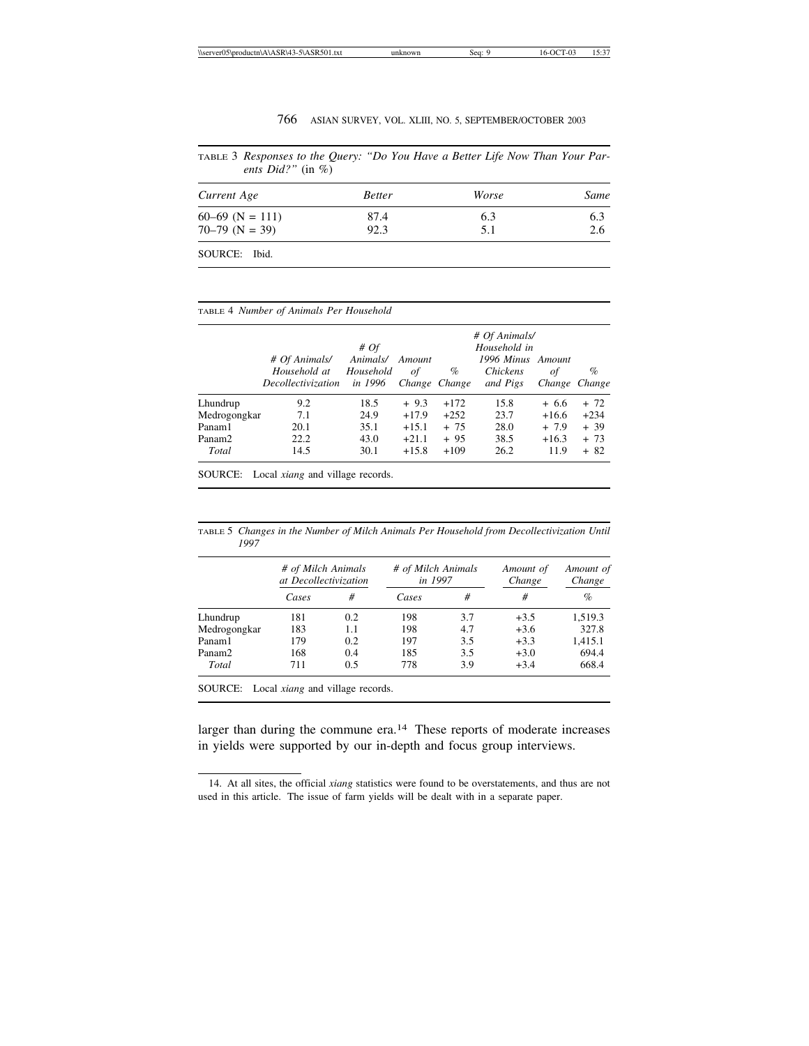TABLE 3 *Responses to the Query: "Do You Have a Better Life Now Than Your Parents Did?"* (in %)

| *Current Age* | *Better* | *Worse* | *Same* |
|---|---|---|---|
| 60–69 (N = 111) | 87.4 | 6.3 | 6.3 |
| 70–79 (N = 39) | 92.3 | 5.1 | 2.6 |

SOURCE: Ibid.

TABLE 4 *Number of Animals Per Household*

| | *# Of Animals/ Household at Decollectivization* | *# Of Animals/ Household in 1996* | *Amount of Change* | *% Change* | *# Of Animals/ Household in 1996 Minus Chickens and Pigs* | *Amount of Change* | *% Change* |
|---|---|---|---|---|---|---|---|
| Lhundrup | 9.2 | 18.5 | + 9.3 | +172 | 15.8 | + 6.6 | + 72 |
| Medrogongkar | 7.1 | 24.9 | +17.9 | +252 | 23.7 | +16.6 | +234 |
| Panam1 | 20.1 | 35.1 | +15.1 | + 75 | 28.0 | + 7.9 | + 39 |
| Panam2 | 22.2 | 43.0 | +21.1 | + 95 | 38.5 | +16.3 | + 73 |
| *Total* | 14.5 | 30.1 | +15.8 | +109 | 26.2 | 11.9 | + 82 |

SOURCE: Local *xiang* and village records.

TABLE 5 *Changes in the Number of Milch Animals Per Household from Decollectivization Until 1997*

| | *# of Milch Animals at Decollectivization* | | *# of Milch Animals in 1997* | | *Amount of Change* | *Amount of Change* |
|---|---|---|---|---|---|---|
| | *Cases* | *#* | *Cases* | *#* | *#* | *%* |
| Lhundrup | 181 | 0.2 | 198 | 3.7 | +3.5 | 1,519.3 |
| Medrogongkar | 183 | 1.1 | 198 | 4.7 | +3.6 | 327.8 |
| Panam1 | 179 | 0.2 | 197 | 3.5 | +3.3 | 1,415.1 |
| Panam2 | 168 | 0.4 | 185 | 3.5 | +3.0 | 694.4 |
| *Total* | 711 | 0.5 | 778 | 3.9 | +3.4 | 668.4 |

SOURCE: Local *xiang* and village records.

larger than during the commune era.[14] These reports of moderate increases in yields were supported by our in-depth and focus group interviews.

14. At all sites, the official *xiang* statistics were found to be overstatements, and thus are not used in this article. The issue of farm yields will be dealt with in a separate paper.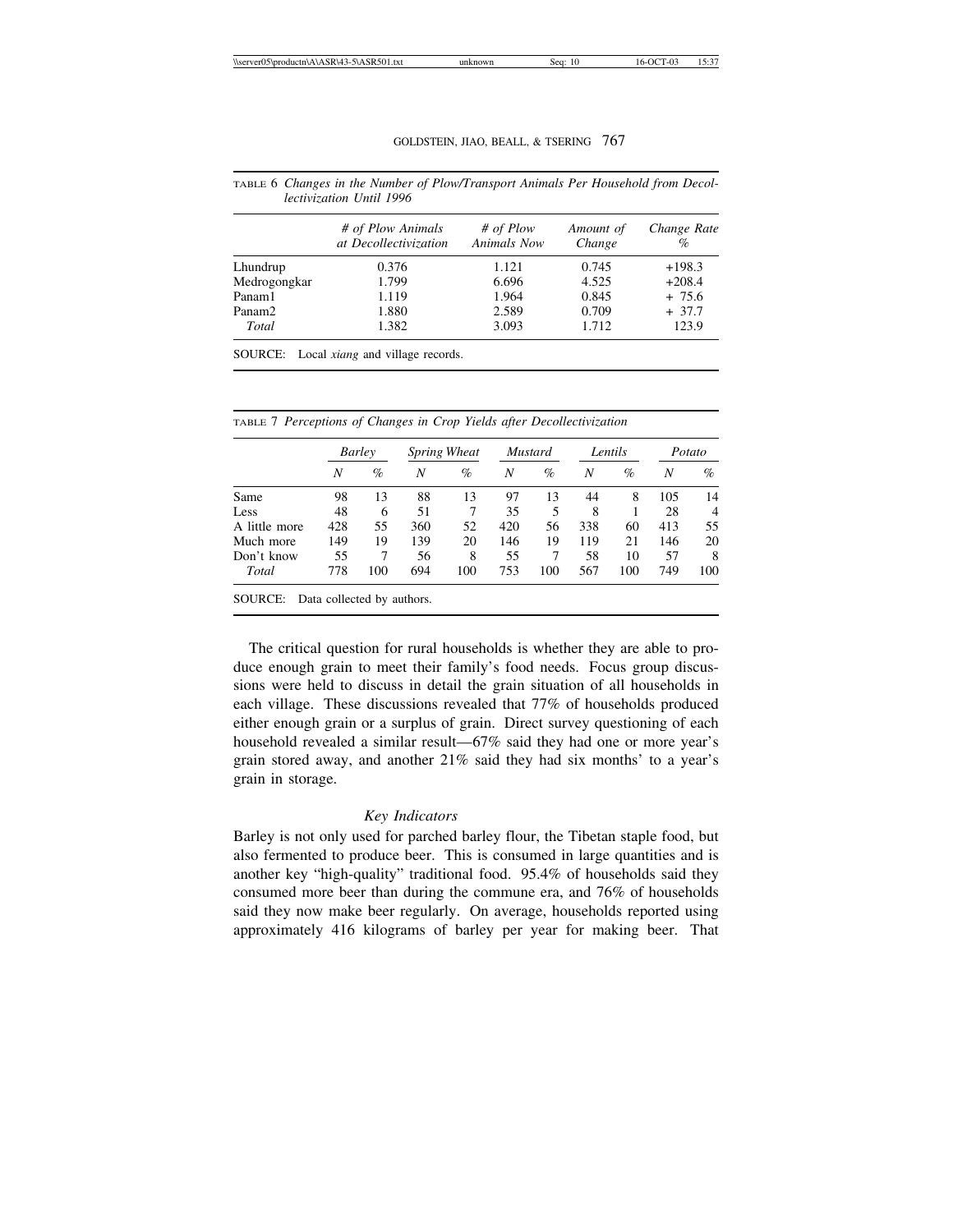TABLE 6 *Changes in the Number of Plow/Transport Animals Per Household from Decollectivization Until 1996*

| | *# of Plow Animals at Decollectivization* | *# of Plow Animals Now* | *Amount of Change* | *Change Rate %* |
|---|---|---|---|---|
| Lhundrup | 0.376 | 1.121 | 0.745 | +198.3 |
| Medrogongkar | 1.799 | 6.696 | 4.525 | +208.4 |
| Panam1 | 1.119 | 1.964 | 0.845 | + 75.6 |
| Panam2 | 1.880 | 2.589 | 0.709 | + 37.7 |
| *Total* | 1.382 | 3.093 | 1.712 | 123.9 |

SOURCE: Local *xiang* and village records.

TABLE 7 *Perceptions of Changes in Crop Yields after Decollectivization*

| | *Barley* | | *Spring Wheat* | | *Mustard* | | *Lentils* | | *Potato* | |
|---|---|---|---|---|---|---|---|---|---|---|
| | *N* | *%* | *N* | *%* | *N* | *%* | *N* | *%* | *N* | *%* |
| Same | 98 | 13 | 88 | 13 | 97 | 13 | 44 | 8 | 105 | 14 |
| Less | 48 | 6 | 51 | 7 | 35 | 5 | 8 | 1 | 28 | 4 |
| A little more | 428 | 55 | 360 | 52 | 420 | 56 | 338 | 60 | 413 | 55 |
| Much more | 149 | 19 | 139 | 20 | 146 | 19 | 119 | 21 | 146 | 20 |
| Don't know | 55 | 7 | 56 | 8 | 55 | 7 | 58 | 10 | 57 | 8 |
| *Total* | 778 | 100 | 694 | 100 | 753 | 100 | 567 | 100 | 749 | 100 |

SOURCE: Data collected by authors.

The critical question for rural households is whether they are able to produce enough grain to meet their family's food needs. Focus group discussions were held to discuss in detail the grain situation of all households in each village. These discussions revealed that 77% of households produced either enough grain or a surplus of grain. Direct survey questioning of each household revealed a similar result—67% said they had one or more year's grain stored away, and another 21% said they had six months' to a year's grain in storage.

### *Key Indicators*

Barley is not only used for parched barley flour, the Tibetan staple food, but also fermented to produce beer. This is consumed in large quantities and is another key "high-quality" traditional food. 95.4% of households said they consumed more beer than during the commune era, and 76% of households said they now make beer regularly. On average, households reported using approximately 416 kilograms of barley per year for making beer. That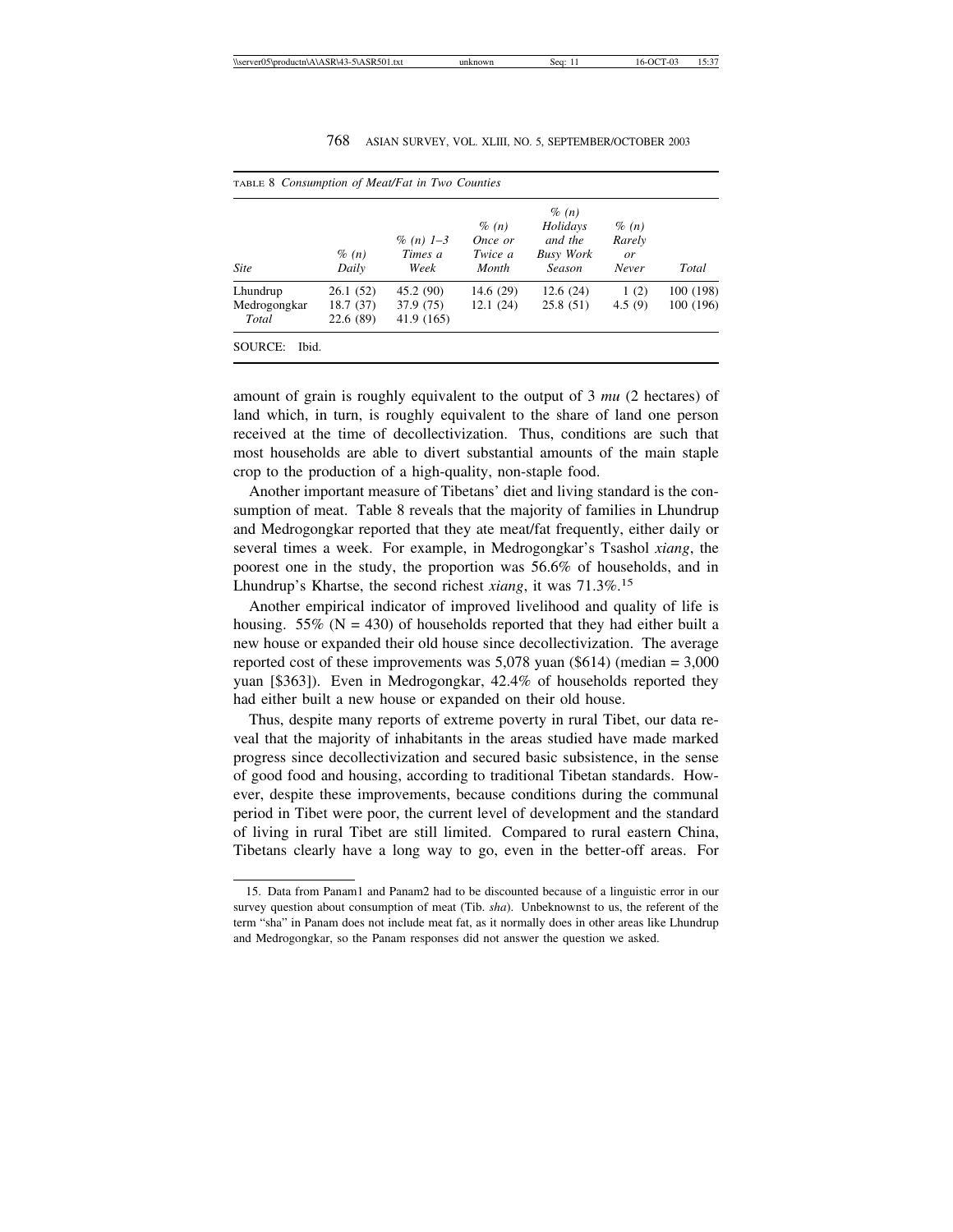TABLE 8 *Consumption of Meat/Fat in Two Counties*

| *Site* | *% (n) Daily* | *% (n) 1–3 Times a Week* | *% (n) Once or Twice a Month* | *% (n) Holidays and the Busy Work Season* | *% (n) Rarely or Never* | *Total* |
|---|---|---|---|---|---|---|
| Lhundrup | 26.1 (52) | 45.2 (90) | 14.6 (29) | 12.6 (24) | 1 (2) | 100 (198) |
| Medrogongkar | 18.7 (37) | 37.9 (75) | 12.1 (24) | 25.8 (51) | 4.5 (9) | 100 (196) |
| *Total* | 22.6 (89) | 41.9 (165) | | | | |

SOURCE: Ibid.

amount of grain is roughly equivalent to the output of 3 *mu* (2 hectares) of land which, in turn, is roughly equivalent to the share of land one person received at the time of decollectivization. Thus, conditions are such that most households are able to divert substantial amounts of the main staple crop to the production of a high-quality, non-staple food.

Another important measure of Tibetans' diet and living standard is the consumption of meat. Table 8 reveals that the majority of families in Lhundrup and Medrogongkar reported that they ate meat/fat frequently, either daily or several times a week. For example, in Medrogongkar's Tsashol *xiang*, the poorest one in the study, the proportion was 56.6% of households, and in Lhundrup's Khartse, the second richest *xiang*, it was 71.3%.[15]

Another empirical indicator of improved livelihood and quality of life is housing. 55% (N = 430) of households reported that they had either built a new house or expanded their old house since decollectivization. The average reported cost of these improvements was 5,078 yuan ($614) (median = 3,000 yuan [$363]). Even in Medrogongkar, 42.4% of households reported they had either built a new house or expanded on their old house.

Thus, despite many reports of extreme poverty in rural Tibet, our data reveal that the majority of inhabitants in the areas studied have made marked progress since decollectivization and secured basic subsistence, in the sense of good food and housing, according to traditional Tibetan standards. However, despite these improvements, because conditions during the communal period in Tibet were poor, the current level of development and the standard of living in rural Tibet are still limited. Compared to rural eastern China, Tibetans clearly have a long way to go, even in the better-off areas. For

15. Data from Panam1 and Panam2 had to be discounted because of a linguistic error in our survey question about consumption of meat (Tib. *sha*). Unbeknownst to us, the referent of the term "sha" in Panam does not include meat fat, as it normally does in other areas like Lhundrup and Medrogongkar, so the Panam responses did not answer the question we asked.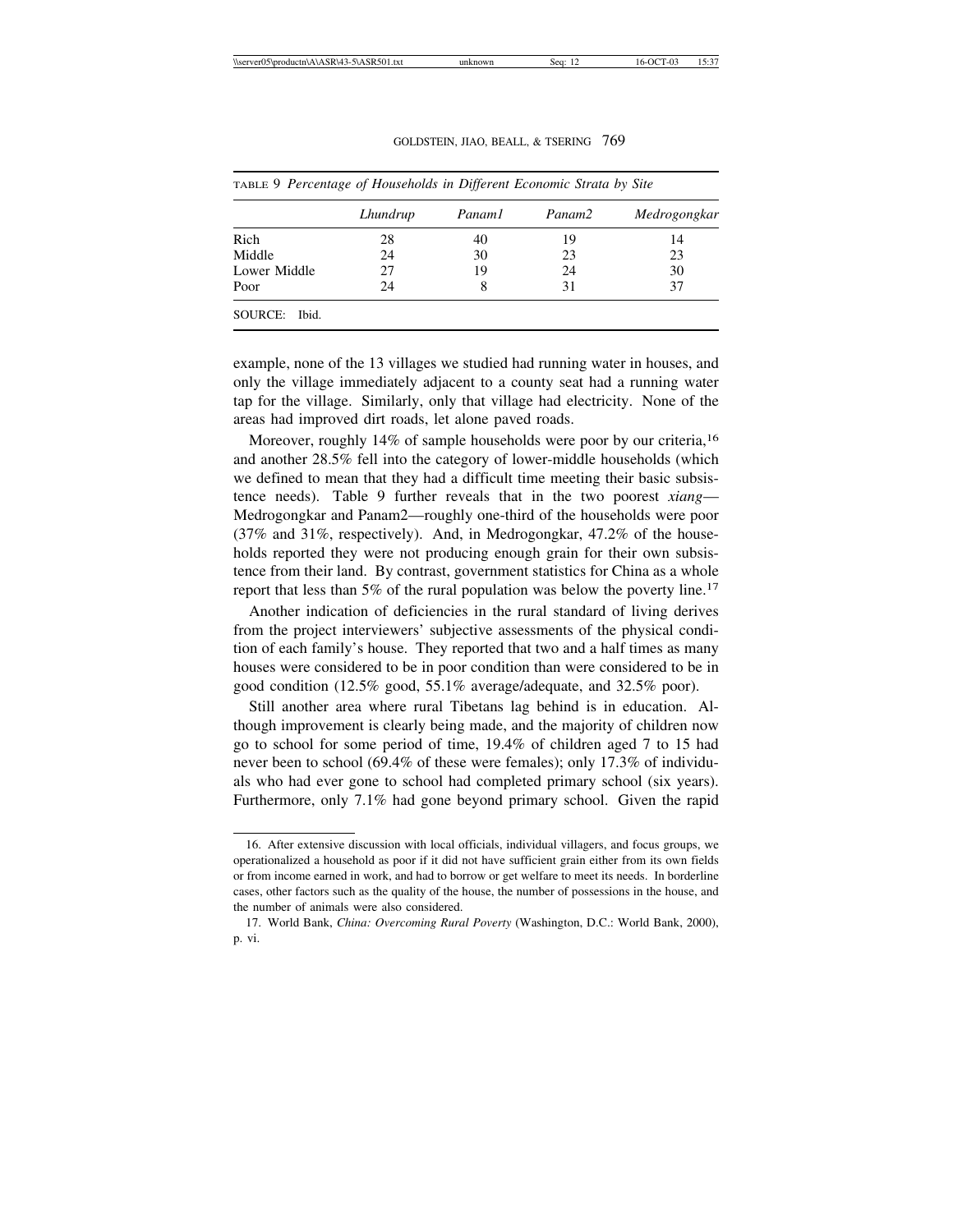TABLE 9 *Percentage of Households in Different Economic Strata by Site*

| | *Lhundrup* | *Panam1* | *Panam2* | *Medrogongkar* |
|---|---|---|---|---|
| Rich | 28 | 40 | 19 | 14 |
| Middle | 24 | 30 | 23 | 23 |
| Lower Middle | 27 | 19 | 24 | 30 |
| Poor | 24 | 8 | 31 | 37 |

SOURCE: Ibid.

example, none of the 13 villages we studied had running water in houses, and only the village immediately adjacent to a county seat had a running water tap for the village. Similarly, only that village had electricity. None of the areas had improved dirt roads, let alone paved roads.

Moreover, roughly 14% of sample households were poor by our criteria,[16] and another 28.5% fell into the category of lower-middle households (which we defined to mean that they had a difficult time meeting their basic subsistence needs). Table 9 further reveals that in the two poorest *xiang*—Medrogongkar and Panam2—roughly one-third of the households were poor (37% and 31%, respectively). And, in Medrogongkar, 47.2% of the households reported they were not producing enough grain for their own subsistence from their land. By contrast, government statistics for China as a whole report that less than 5% of the rural population was below the poverty line.[17]

Another indication of deficiencies in the rural standard of living derives from the project interviewers' subjective assessments of the physical condition of each family's house. They reported that two and a half times as many houses were considered to be in poor condition than were considered to be in good condition (12.5% good, 55.1% average/adequate, and 32.5% poor).

Still another area where rural Tibetans lag behind is in education. Although improvement is clearly being made, and the majority of children now go to school for some period of time, 19.4% of children aged 7 to 15 had never been to school (69.4% of these were females); only 17.3% of individuals who had ever gone to school had completed primary school (six years). Furthermore, only 7.1% had gone beyond primary school. Given the rapid

16. After extensive discussion with local officials, individual villagers, and focus groups, we operationalized a household as poor if it did not have sufficient grain either from its own fields or from income earned in work, and had to borrow or get welfare to meet its needs. In borderline cases, other factors such as the quality of the house, the number of possessions in the house, and the number of animals were also considered.

17. World Bank, *China: Overcoming Rural Poverty* (Washington, D.C.: World Bank, 2000), p. vi.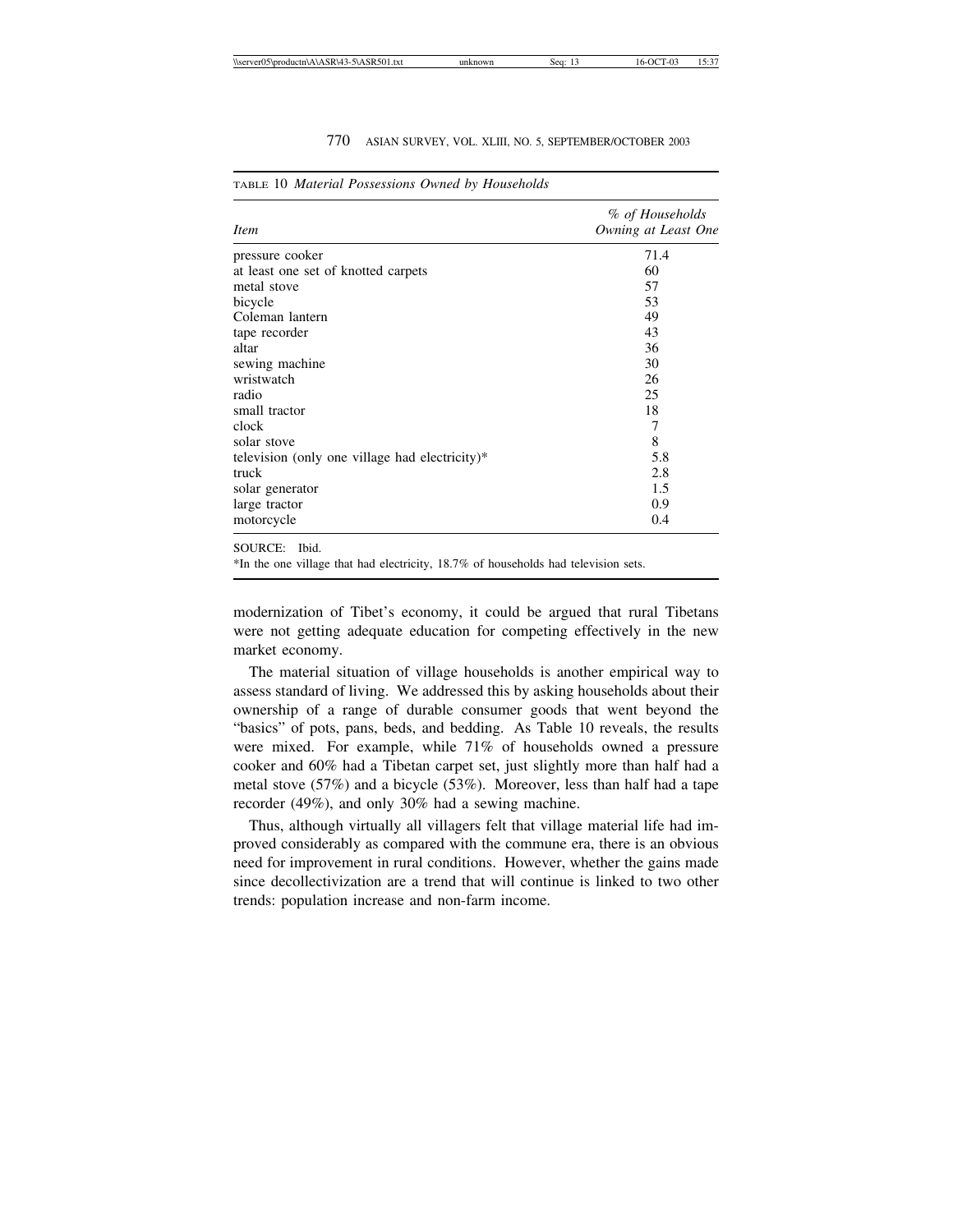TABLE 10 *Material Possessions Owned by Households*

| *Item* | *% of Households Owning at Least One* |
|---|---|
| pressure cooker | 71.4 |
| at least one set of knotted carpets | 60 |
| metal stove | 57 |
| bicycle | 53 |
| Coleman lantern | 49 |
| tape recorder | 43 |
| altar | 36 |
| sewing machine | 30 |
| wristwatch | 26 |
| radio | 25 |
| small tractor | 18 |
| clock | 7 |
| solar stove | 8 |
| television (only one village had electricity)* | 5.8 |
| truck | 2.8 |
| solar generator | 1.5 |
| large tractor | 0.9 |
| motorcycle | 0.4 |

SOURCE: Ibid.

*In the one village that had electricity, 18.7% of households had television sets.

modernization of Tibet's economy, it could be argued that rural Tibetans were not getting adequate education for competing effectively in the new market economy.

The material situation of village households is another empirical way to assess standard of living. We addressed this by asking households about their ownership of a range of durable consumer goods that went beyond the "basics" of pots, pans, beds, and bedding. As Table 10 reveals, the results were mixed. For example, while 71% of households owned a pressure cooker and 60% had a Tibetan carpet set, just slightly more than half had a metal stove (57%) and a bicycle (53%). Moreover, less than half had a tape recorder (49%), and only 30% had a sewing machine.

Thus, although virtually all villagers felt that village material life had improved considerably as compared with the commune era, there is an obvious need for improvement in rural conditions. However, whether the gains made since decollectivization are a trend that will continue is linked to two other trends: population increase and non-farm income.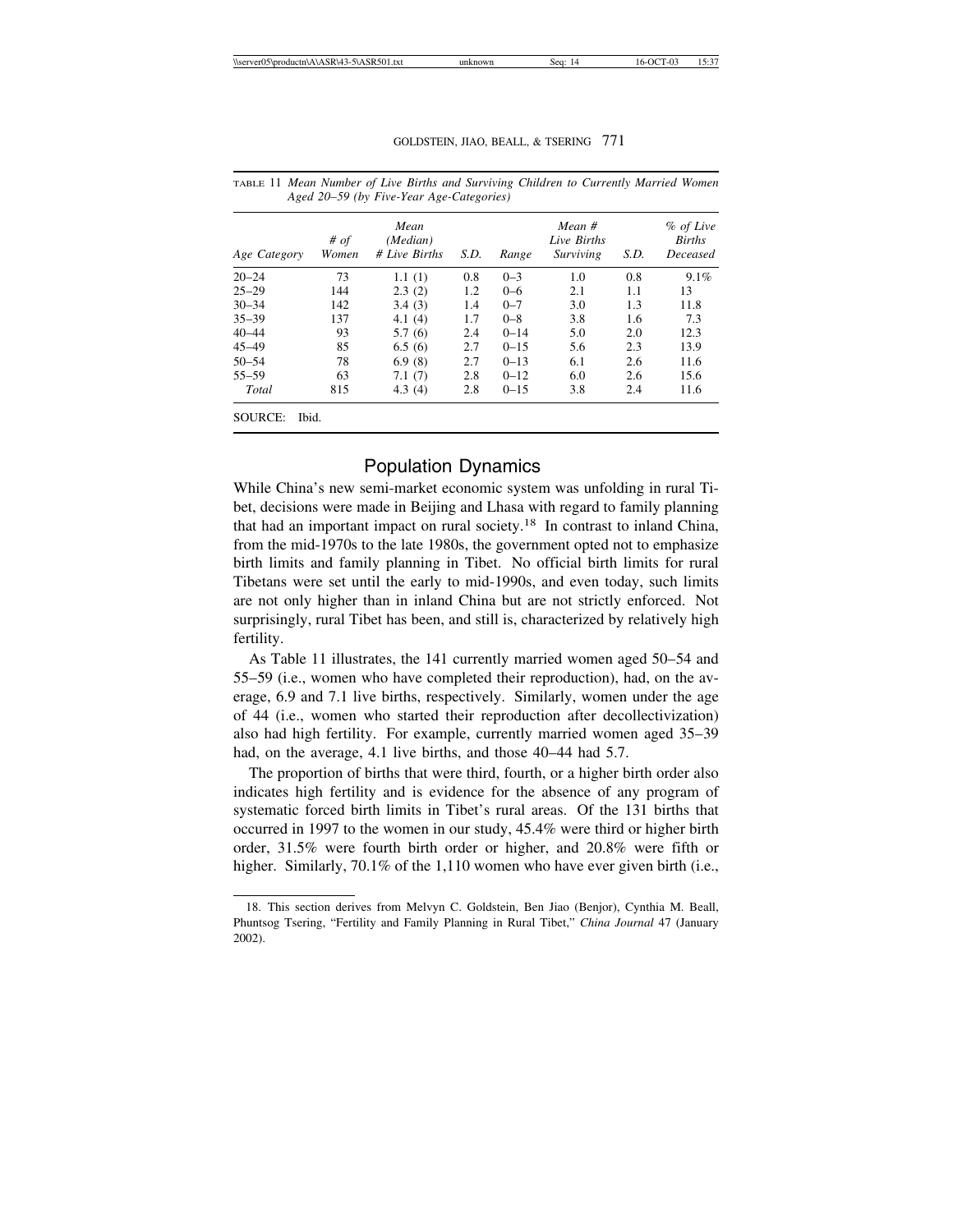TABLE 11 *Mean Number of Live Births and Surviving Children to Currently Married Women Aged 20–59 (by Five-Year Age-Categories)*

| *Age Category* | *# of Women* | *Mean (Median) # Live Births* | *S.D.* | *Range* | *Mean # Live Births Surviving* | *S.D.* | *% of Live Births Deceased* |
|---|---|---|---|---|---|---|---|
| 20–24 | 73 | 1.1 (1) | 0.8 | 0–3 | 1.0 | 0.8 | 9.1% |
| 25–29 | 144 | 2.3 (2) | 1.2 | 0–6 | 2.1 | 1.1 | 13 |
| 30–34 | 142 | 3.4 (3) | 1.4 | 0–7 | 3.0 | 1.3 | 11.8 |
| 35–39 | 137 | 4.1 (4) | 1.7 | 0–8 | 3.8 | 1.6 | 7.3 |
| 40–44 | 93 | 5.7 (6) | 2.4 | 0–14 | 5.0 | 2.0 | 12.3 |
| 45–49 | 85 | 6.5 (6) | 2.7 | 0–15 | 5.6 | 2.3 | 13.9 |
| 50–54 | 78 | 6.9 (8) | 2.7 | 0–13 | 6.1 | 2.6 | 11.6 |
| 55–59 | 63 | 7.1 (7) | 2.8 | 0–12 | 6.0 | 2.6 | 15.6 |
| *Total* | 815 | 4.3 (4) | 2.8 | 0–15 | 3.8 | 2.4 | 11.6 |

SOURCE: Ibid.

## Population Dynamics

While China's new semi-market economic system was unfolding in rural Tibet, decisions were made in Beijing and Lhasa with regard to family planning that had an important impact on rural society.[18] In contrast to inland China, from the mid-1970s to the late 1980s, the government opted not to emphasize birth limits and family planning in Tibet. No official birth limits for rural Tibetans were set until the early to mid-1990s, and even today, such limits are not only higher than in inland China but are not strictly enforced. Not surprisingly, rural Tibet has been, and still is, characterized by relatively high fertility.

As Table 11 illustrates, the 141 currently married women aged 50–54 and 55–59 (i.e., women who have completed their reproduction), had, on the average, 6.9 and 7.1 live births, respectively. Similarly, women under the age of 44 (i.e., women who started their reproduction after decollectivization) also had high fertility. For example, currently married women aged 35–39 had, on the average, 4.1 live births, and those 40–44 had 5.7.

The proportion of births that were third, fourth, or a higher birth order also indicates high fertility and is evidence for the absence of any program of systematic forced birth limits in Tibet's rural areas. Of the 131 births that occurred in 1997 to the women in our study, 45.4% were third or higher birth order, 31.5% were fourth birth order or higher, and 20.8% were fifth or higher. Similarly, 70.1% of the 1,110 women who have ever given birth (i.e.,

18. This section derives from Melvyn C. Goldstein, Ben Jiao (Benjor), Cynthia M. Beall, Phuntsog Tsering, "Fertility and Family Planning in Rural Tibet," *China Journal* 47 (January 2002).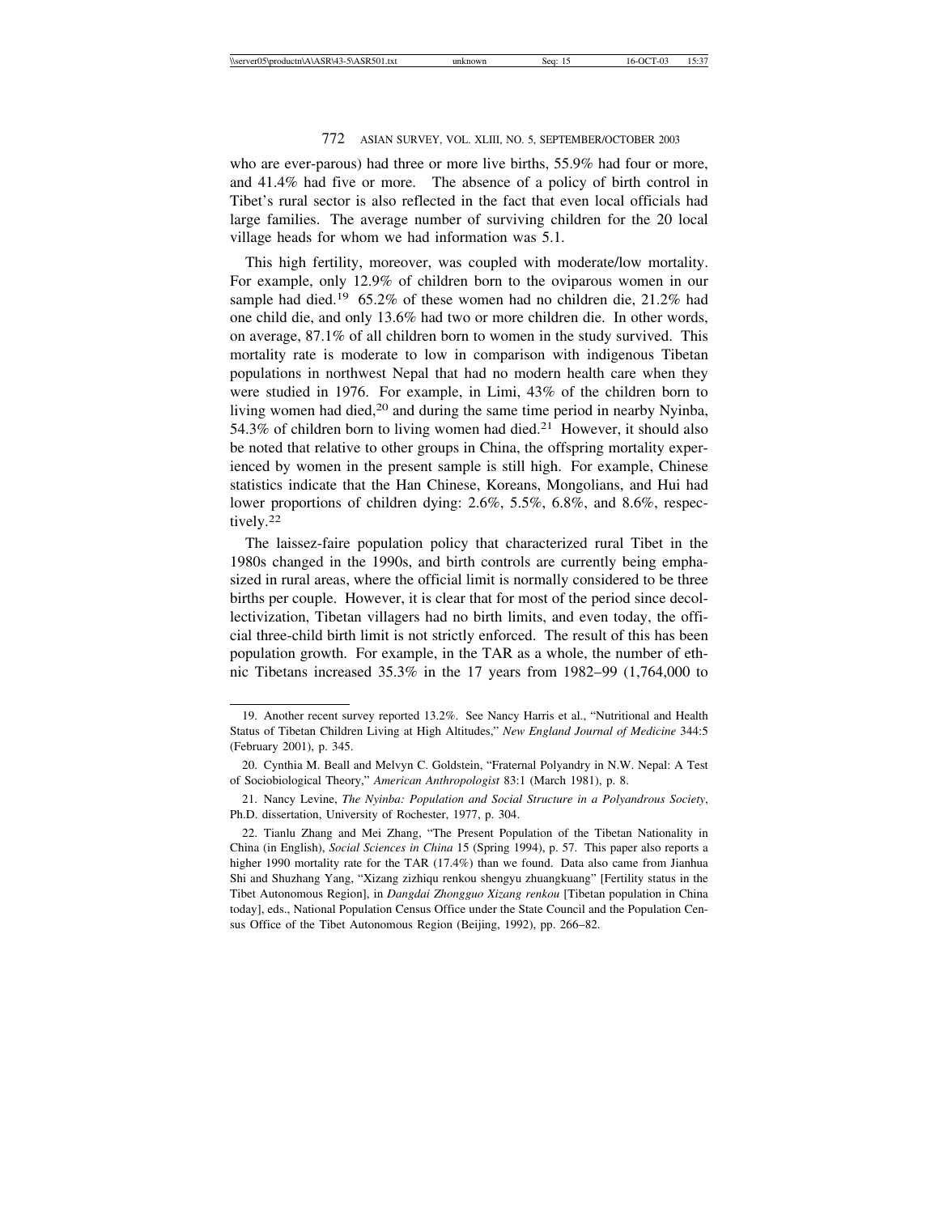who are ever-parous) had three or more live births, 55.9% had four or more, and 41.4% had five or more. The absence of a policy of birth control in Tibet's rural sector is also reflected in the fact that even local officials had large families. The average number of surviving children for the 20 local village heads for whom we had information was 5.1.

This high fertility, moreover, was coupled with moderate/low mortality. For example, only 12.9% of children born to the oviparous women in our sample had died.[19] 65.2% of these women had no children die, 21.2% had one child die, and only 13.6% had two or more children die. In other words, on average, 87.1% of all children born to women in the study survived. This mortality rate is moderate to low in comparison with indigenous Tibetan populations in northwest Nepal that had no modern health care when they were studied in 1976. For example, in Limi, 43% of the children born to living women had died,[20] and during the same time period in nearby Nyinba, 54.3% of children born to living women had died.[21] However, it should also be noted that relative to other groups in China, the offspring mortality experienced by women in the present sample is still high. For example, Chinese statistics indicate that the Han Chinese, Koreans, Mongolians, and Hui had lower proportions of children dying: 2.6%, 5.5%, 6.8%, and 8.6%, respectively.[22]

The laissez-faire population policy that characterized rural Tibet in the 1980s changed in the 1990s, and birth controls are currently being emphasized in rural areas, where the official limit is normally considered to be three births per couple. However, it is clear that for most of the period since decollectivization, Tibetan villagers had no birth limits, and even today, the official three-child birth limit is not strictly enforced. The result of this has been population growth. For example, in the TAR as a whole, the number of ethnic Tibetans increased 35.3% in the 17 years from 1982–99 (1,764,000 to

---

19. Another recent survey reported 13.2%. See Nancy Harris et al., "Nutritional and Health Status of Tibetan Children Living at High Altitudes," *New England Journal of Medicine* 344:5 (February 2001), p. 345.

20. Cynthia M. Beall and Melvyn C. Goldstein, "Fraternal Polyandry in N.W. Nepal: A Test of Sociobiological Theory," *American Anthropologist* 83:1 (March 1981), p. 8.

21. Nancy Levine, *The Nyinba: Population and Social Structure in a Polyandrous Society*, Ph.D. dissertation, University of Rochester, 1977, p. 304.

22. Tianlu Zhang and Mei Zhang, "The Present Population of the Tibetan Nationality in China (in English), *Social Sciences in China* 15 (Spring 1994), p. 57. This paper also reports a higher 1990 mortality rate for the TAR (17.4%) than we found. Data also came from Jianhua Shi and Shuzhang Yang, "Xizang zizhiqu renkou shengyu zhuangkuang" [Fertility status in the Tibet Autonomous Region], in *Dangdai Zhongguo Xizang renkou* [Tibetan population in China today], eds., National Population Census Office under the State Council and the Population Census Office of the Tibet Autonomous Region (Beijing, 1992), pp. 266–82.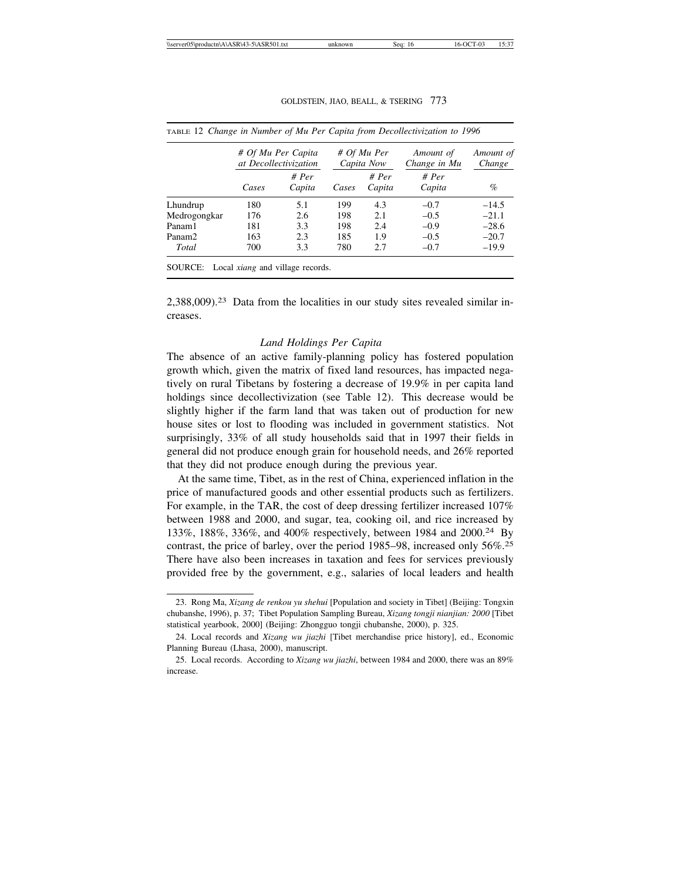TABLE 12 *Change in Number of Mu Per Capita from Decollectivization to 1996*

| | *# Of Mu Per Capita at Decollectivization* | | *# Of Mu Per Capita Now* | | *Amount of Change in Mu* | *Amount of Change* |
|---|---|---|---|---|---|---|
| | *Cases* | *# Per Capita* | *Cases* | *# Per Capita* | *# Per Capita* | *%* |
| Lhundrup | 180 | 5.1 | 199 | 4.3 | –0.7 | –14.5 |
| Medrogongkar | 176 | 2.6 | 198 | 2.1 | –0.5 | –21.1 |
| Panam1 | 181 | 3.3 | 198 | 2.4 | –0.9 | –28.6 |
| Panam2 | 163 | 2.3 | 185 | 1.9 | –0.5 | –20.7 |
| *Total* | 700 | 3.3 | 780 | 2.7 | –0.7 | –19.9 |

SOURCE: Local *xiang* and village records.

2,388,009).[23] Data from the localities in our study sites revealed similar increases.

### *Land Holdings Per Capita*

The absence of an active family-planning policy has fostered population growth which, given the matrix of fixed land resources, has impacted negatively on rural Tibetans by fostering a decrease of 19.9% in per capita land holdings since decollectivization (see Table 12). This decrease would be slightly higher if the farm land that was taken out of production for new house sites or lost to flooding was included in government statistics. Not surprisingly, 33% of all study households said that in 1997 their fields in general did not produce enough grain for household needs, and 26% reported that they did not produce enough during the previous year.

At the same time, Tibet, as in the rest of China, experienced inflation in the price of manufactured goods and other essential products such as fertilizers. For example, in the TAR, the cost of deep dressing fertilizer increased 107% between 1988 and 2000, and sugar, tea, cooking oil, and rice increased by 133%, 188%, 336%, and 400% respectively, between 1984 and 2000.[24] By contrast, the price of barley, over the period 1985–98, increased only 56%.[25] There have also been increases in taxation and fees for services previously provided free by the government, e.g., salaries of local leaders and health

23. Rong Ma, *Xizang de renkou yu shehui* [Population and society in Tibet] (Beijing: Tongxin chubanshe, 1996), p. 37; Tibet Population Sampling Bureau, *Xizang tongji nianjian: 2000* [Tibet statistical yearbook, 2000] (Beijing: Zhongguo tongji chubanshe, 2000), p. 325.

24. Local records and *Xizang wu jiazhi* [Tibet merchandise price history], ed., Economic Planning Bureau (Lhasa, 2000), manuscript.

25. Local records. According to *Xizang wu jiazhi*, between 1984 and 2000, there was an 89% increase.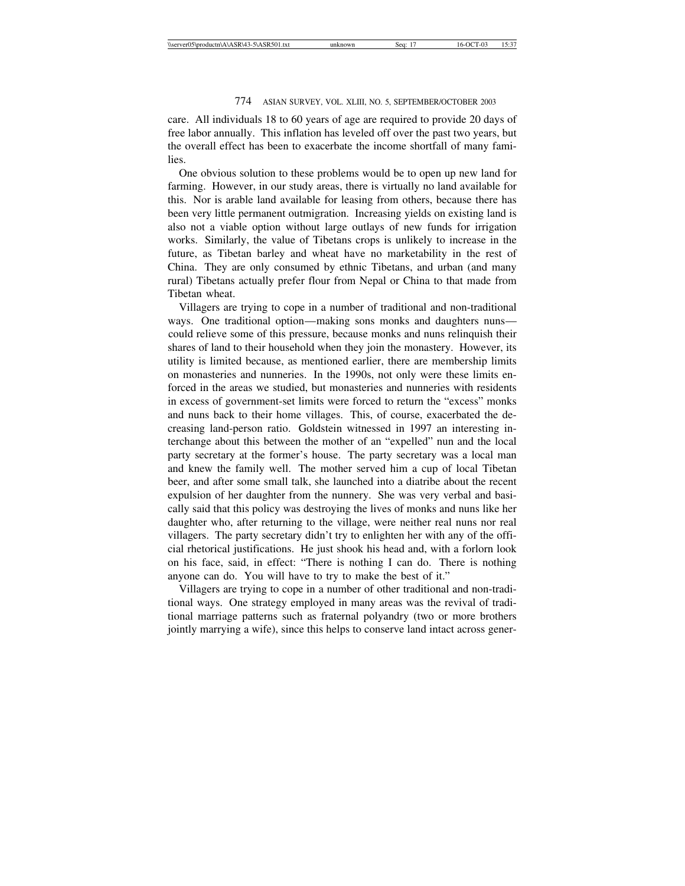care. All individuals 18 to 60 years of age are required to provide 20 days of free labor annually. This inflation has leveled off over the past two years, but the overall effect has been to exacerbate the income shortfall of many families.

One obvious solution to these problems would be to open up new land for farming. However, in our study areas, there is virtually no land available for this. Nor is arable land available for leasing from others, because there has been very little permanent outmigration. Increasing yields on existing land is also not a viable option without large outlays of new funds for irrigation works. Similarly, the value of Tibetans crops is unlikely to increase in the future, as Tibetan barley and wheat have no marketability in the rest of China. They are only consumed by ethnic Tibetans, and urban (and many rural) Tibetans actually prefer flour from Nepal or China to that made from Tibetan wheat.

Villagers are trying to cope in a number of traditional and non-traditional ways. One traditional option—making sons monks and daughters nuns—could relieve some of this pressure, because monks and nuns relinquish their shares of land to their household when they join the monastery. However, its utility is limited because, as mentioned earlier, there are membership limits on monasteries and nunneries. In the 1990s, not only were these limits enforced in the areas we studied, but monasteries and nunneries with residents in excess of government-set limits were forced to return the "excess" monks and nuns back to their home villages. This, of course, exacerbated the decreasing land-person ratio. Goldstein witnessed in 1997 an interesting interchange about this between the mother of an "expelled" nun and the local party secretary at the former's house. The party secretary was a local man and knew the family well. The mother served him a cup of local Tibetan beer, and after some small talk, she launched into a diatribe about the recent expulsion of her daughter from the nunnery. She was very verbal and basically said that this policy was destroying the lives of monks and nuns like her daughter who, after returning to the village, were neither real nuns nor real villagers. The party secretary didn't try to enlighten her with any of the official rhetorical justifications. He just shook his head and, with a forlorn look on his face, said, in effect: "There is nothing I can do. There is nothing anyone can do. You will have to try to make the best of it."

Villagers are trying to cope in a number of other traditional and non-traditional ways. One strategy employed in many areas was the revival of traditional marriage patterns such as fraternal polyandry (two or more brothers jointly marrying a wife), since this helps to conserve land intact across gener-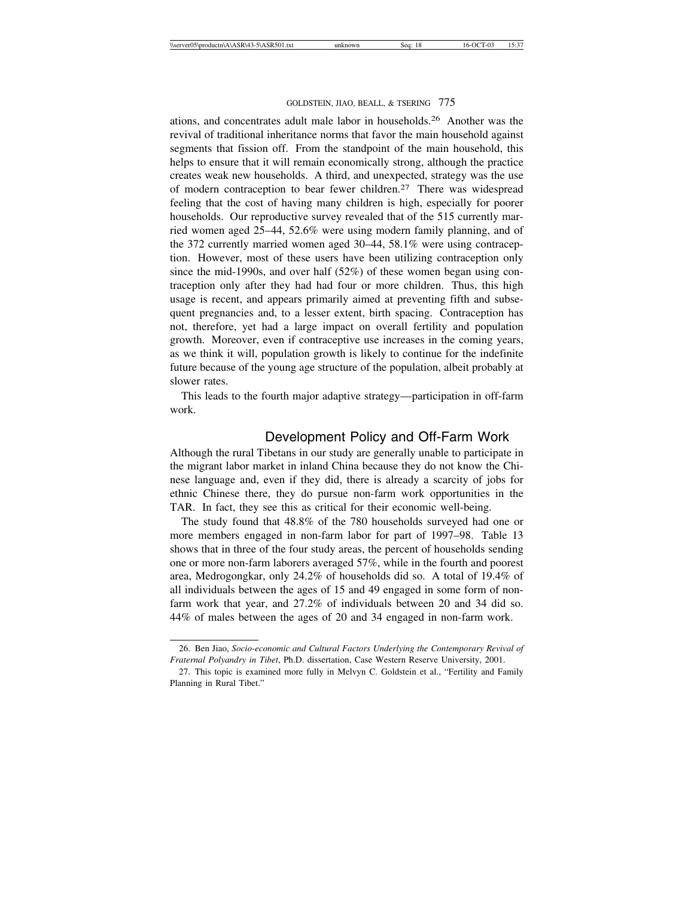ations, and concentrates adult male labor in households.[26] Another was the revival of traditional inheritance norms that favor the main household against segments that fission off. From the standpoint of the main household, this helps to ensure that it will remain economically strong, although the practice creates weak new households. A third, and unexpected, strategy was the use of modern contraception to bear fewer children.[27] There was widespread feeling that the cost of having many children is high, especially for poorer households. Our reproductive survey revealed that of the 515 currently married women aged 25–44, 52.6% were using modern family planning, and of the 372 currently married women aged 30–44, 58.1% were using contraception. However, most of these users have been utilizing contraception only since the mid-1990s, and over half (52%) of these women began using contraception only after they had had four or more children. Thus, this high usage is recent, and appears primarily aimed at preventing fifth and subsequent pregnancies and, to a lesser extent, birth spacing. Contraception has not, therefore, yet had a large impact on overall fertility and population growth. Moreover, even if contraceptive use increases in the coming years, as we think it will, population growth is likely to continue for the indefinite future because of the young age structure of the population, albeit probably at slower rates.

This leads to the fourth major adaptive strategy—participation in off-farm work.

## Development Policy and Off-Farm Work

Although the rural Tibetans in our study are generally unable to participate in the migrant labor market in inland China because they do not know the Chinese language and, even if they did, there is already a scarcity of jobs for ethnic Chinese there, they do pursue non-farm work opportunities in the TAR. In fact, they see this as critical for their economic well-being.

The study found that 48.8% of the 780 households surveyed had one or more members engaged in non-farm labor for part of 1997–98. Table 13 shows that in three of the four study areas, the percent of households sending one or more non-farm laborers averaged 57%, while in the fourth and poorest area, Medrogongkar, only 24.2% of households did so. A total of 19.4% of all individuals between the ages of 15 and 49 engaged in some form of non-farm work that year, and 27.2% of individuals between 20 and 34 did so. 44% of males between the ages of 20 and 34 engaged in non-farm work.

---

26. Ben Jiao, *Socio-economic and Cultural Factors Underlying the Contemporary Revival of Fraternal Polyandry in Tibet*, Ph.D. dissertation, Case Western Reserve University, 2001.

27. This topic is examined more fully in Melvyn C. Goldstein et al., "Fertility and Family Planning in Rural Tibet."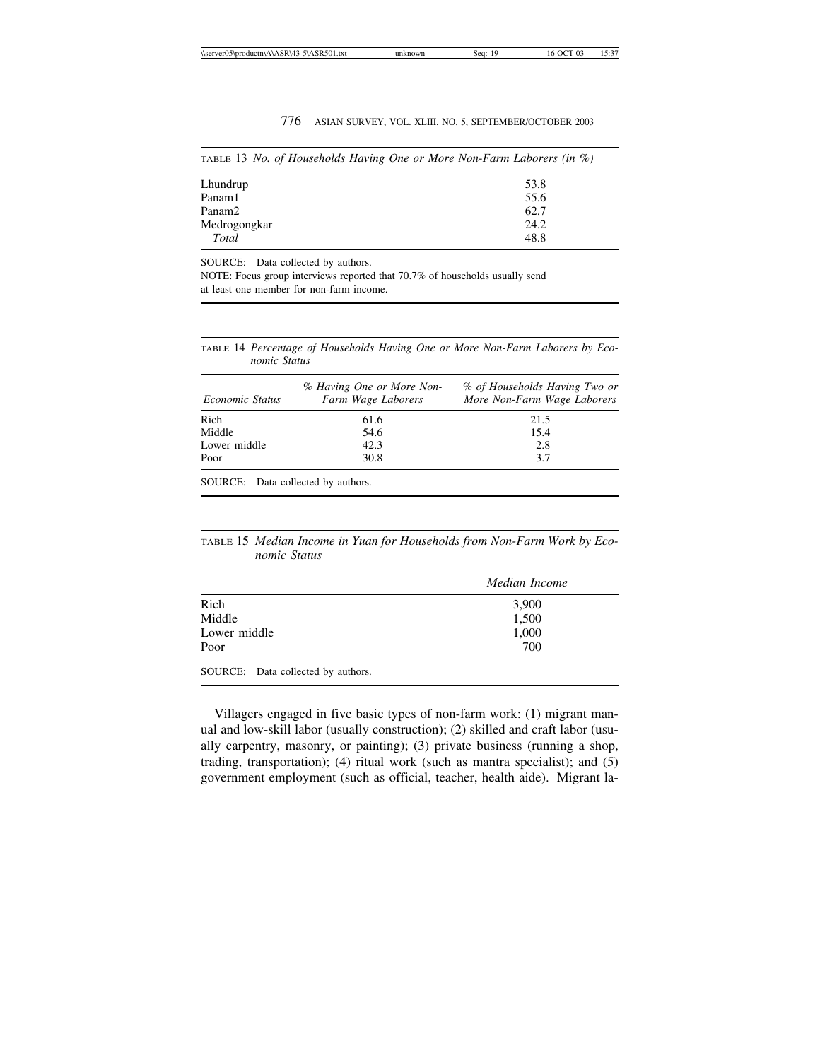TABLE 13 *No. of Households Having One or More Non-Farm Laborers (in %)*

| | |
|---|---|
| Lhundrup | 53.8 |
| Panam1 | 55.6 |
| Panam2 | 62.7 |
| Medrogongkar | 24.2 |
| *Total* | 48.8 |

SOURCE: Data collected by authors.
NOTE: Focus group interviews reported that 70.7% of households usually send at least one member for non-farm income.

TABLE 14 *Percentage of Households Having One or More Non-Farm Laborers by Economic Status*

| *Economic Status* | *% Having One or More Non-Farm Wage Laborers* | *% of Households Having Two or More Non-Farm Wage Laborers* |
|---|---|---|
| Rich | 61.6 | 21.5 |
| Middle | 54.6 | 15.4 |
| Lower middle | 42.3 | 2.8 |
| Poor | 30.8 | 3.7 |

SOURCE: Data collected by authors.

TABLE 15 *Median Income in Yuan for Households from Non-Farm Work by Economic Status*

| | *Median Income* |
|---|---|
| Rich | 3,900 |
| Middle | 1,500 |
| Lower middle | 1,000 |
| Poor | 700 |

SOURCE: Data collected by authors.

Villagers engaged in five basic types of non-farm work: (1) migrant manual and low-skill labor (usually construction); (2) skilled and craft labor (usually carpentry, masonry, or painting); (3) private business (running a shop, trading, transportation); (4) ritual work (such as mantra specialist); and (5) government employment (such as official, teacher, health aide). Migrant la-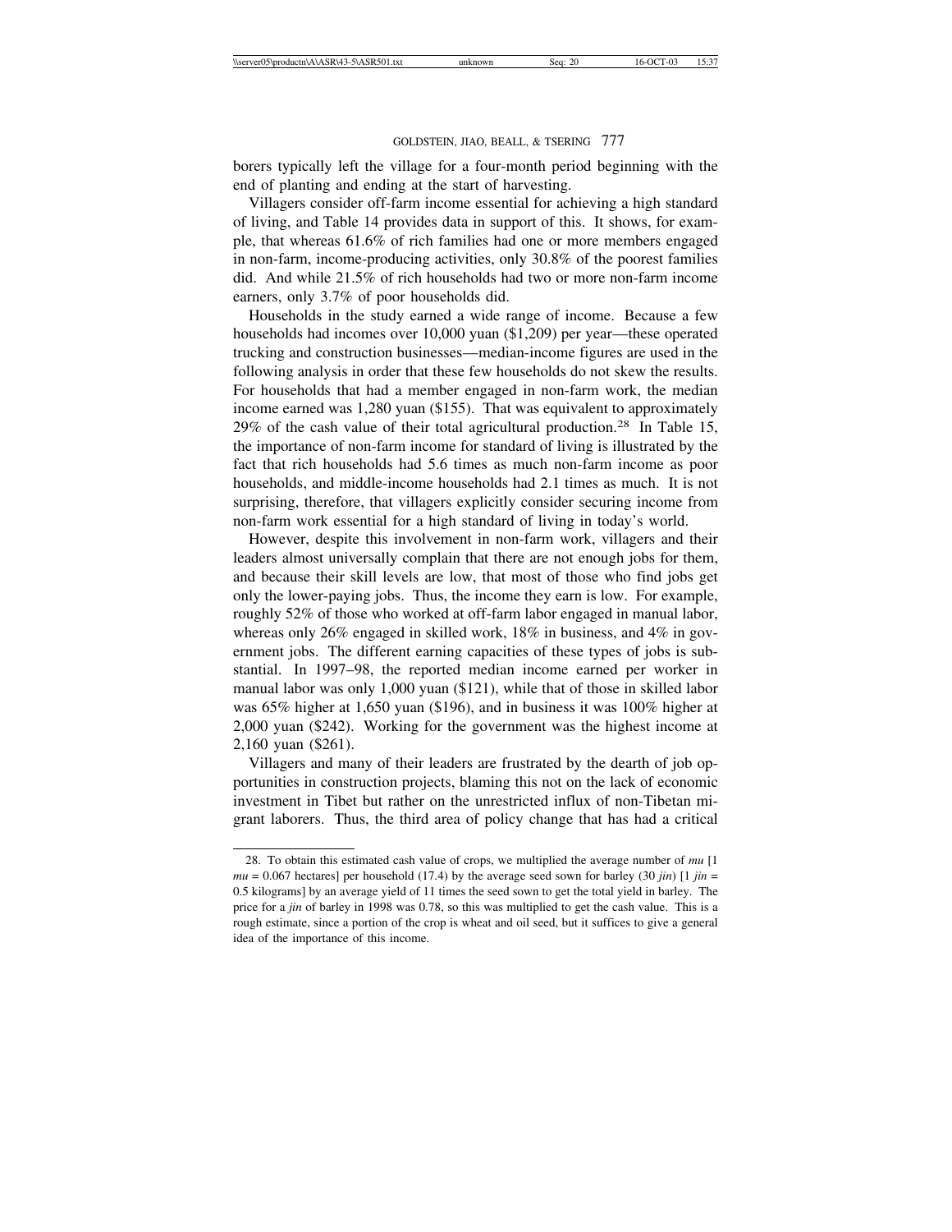borers typically left the village for a four-month period beginning with the end of planting and ending at the start of harvesting.

Villagers consider off-farm income essential for achieving a high standard of living, and Table 14 provides data in support of this. It shows, for example, that whereas 61.6% of rich families had one or more members engaged in non-farm, income-producing activities, only 30.8% of the poorest families did. And while 21.5% of rich households had two or more non-farm income earners, only 3.7% of poor households did.

Households in the study earned a wide range of income. Because a few households had incomes over 10,000 yuan ($1,209) per year—these operated trucking and construction businesses—median-income figures are used in the following analysis in order that these few households do not skew the results. For households that had a member engaged in non-farm work, the median income earned was 1,280 yuan ($155). That was equivalent to approximately 29% of the cash value of their total agricultural production.[28] In Table 15, the importance of non-farm income for standard of living is illustrated by the fact that rich households had 5.6 times as much non-farm income as poor households, and middle-income households had 2.1 times as much. It is not surprising, therefore, that villagers explicitly consider securing income from non-farm work essential for a high standard of living in today's world.

However, despite this involvement in non-farm work, villagers and their leaders almost universally complain that there are not enough jobs for them, and because their skill levels are low, that most of those who find jobs get only the lower-paying jobs. Thus, the income they earn is low. For example, roughly 52% of those who worked at off-farm labor engaged in manual labor, whereas only 26% engaged in skilled work, 18% in business, and 4% in government jobs. The different earning capacities of these types of jobs is substantial. In 1997–98, the reported median income earned per worker in manual labor was only 1,000 yuan ($121), while that of those in skilled labor was 65% higher at 1,650 yuan ($196), and in business it was 100% higher at 2,000 yuan ($242). Working for the government was the highest income at 2,160 yuan ($261).

Villagers and many of their leaders are frustrated by the dearth of job opportunities in construction projects, blaming this not on the lack of economic investment in Tibet but rather on the unrestricted influx of non-Tibetan migrant laborers. Thus, the third area of policy change that has had a critical

---

28. To obtain this estimated cash value of crops, we multiplied the average number of *mu* [1 *mu* = 0.067 hectares] per household (17.4) by the average seed sown for barley (30 *jin*) [1 *jin* = 0.5 kilograms] by an average yield of 11 times the seed sown to get the total yield in barley. The price for a *jin* of barley in 1998 was 0.78, so this was multiplied to get the cash value. This is a rough estimate, since a portion of the crop is wheat and oil seed, but it suffices to give a general idea of the importance of this income.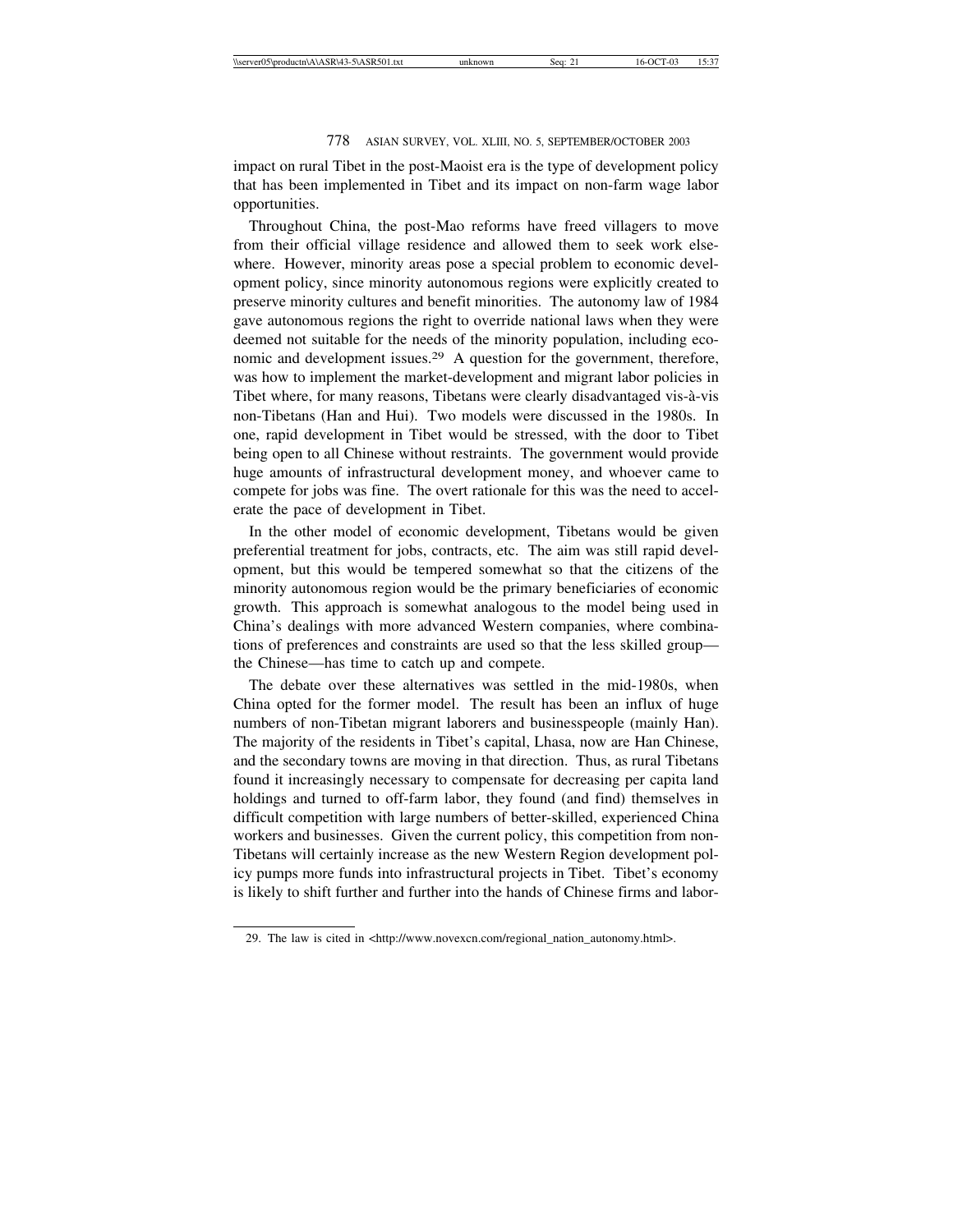impact on rural Tibet in the post-Maoist era is the type of development policy that has been implemented in Tibet and its impact on non-farm wage labor opportunities.

Throughout China, the post-Mao reforms have freed villagers to move from their official village residence and allowed them to seek work elsewhere. However, minority areas pose a special problem to economic development policy, since minority autonomous regions were explicitly created to preserve minority cultures and benefit minorities. The autonomy law of 1984 gave autonomous regions the right to override national laws when they were deemed not suitable for the needs of the minority population, including economic and development issues.[29] A question for the government, therefore, was how to implement the market-development and migrant labor policies in Tibet where, for many reasons, Tibetans were clearly disadvantaged vis-à-vis non-Tibetans (Han and Hui). Two models were discussed in the 1980s. In one, rapid development in Tibet would be stressed, with the door to Tibet being open to all Chinese without restraints. The government would provide huge amounts of infrastructural development money, and whoever came to compete for jobs was fine. The overt rationale for this was the need to accelerate the pace of development in Tibet.

In the other model of economic development, Tibetans would be given preferential treatment for jobs, contracts, etc. The aim was still rapid development, but this would be tempered somewhat so that the citizens of the minority autonomous region would be the primary beneficiaries of economic growth. This approach is somewhat analogous to the model being used in China's dealings with more advanced Western companies, where combinations of preferences and constraints are used so that the less skilled group—the Chinese—has time to catch up and compete.

The debate over these alternatives was settled in the mid-1980s, when China opted for the former model. The result has been an influx of huge numbers of non-Tibetan migrant laborers and businesspeople (mainly Han). The majority of the residents in Tibet's capital, Lhasa, now are Han Chinese, and the secondary towns are moving in that direction. Thus, as rural Tibetans found it increasingly necessary to compensate for decreasing per capita land holdings and turned to off-farm labor, they found (and find) themselves in difficult competition with large numbers of better-skilled, experienced China workers and businesses. Given the current policy, this competition from non-Tibetans will certainly increase as the new Western Region development policy pumps more funds into infrastructural projects in Tibet. Tibet's economy is likely to shift further and further into the hands of Chinese firms and labor-

29. The law is cited in <http://www.novexcn.com/regional_nation_autonomy.html>.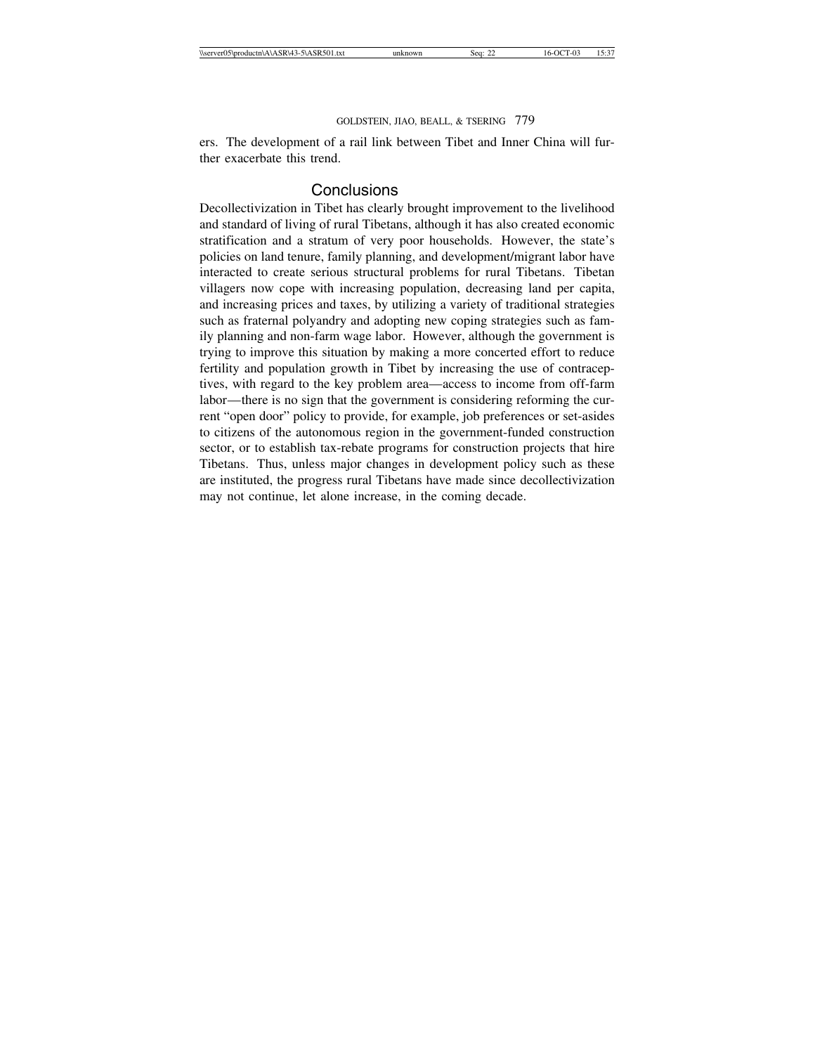ers. The development of a rail link between Tibet and Inner China will further exacerbate this trend.

## Conclusions

Decollectivization in Tibet has clearly brought improvement to the livelihood and standard of living of rural Tibetans, although it has also created economic stratification and a stratum of very poor households. However, the state's policies on land tenure, family planning, and development/migrant labor have interacted to create serious structural problems for rural Tibetans. Tibetan villagers now cope with increasing population, decreasing land per capita, and increasing prices and taxes, by utilizing a variety of traditional strategies such as fraternal polyandry and adopting new coping strategies such as family planning and non-farm wage labor. However, although the government is trying to improve this situation by making a more concerted effort to reduce fertility and population growth in Tibet by increasing the use of contraceptives, with regard to the key problem area—access to income from off-farm labor—there is no sign that the government is considering reforming the current "open door" policy to provide, for example, job preferences or set-asides to citizens of the autonomous region in the government-funded construction sector, or to establish tax-rebate programs for construction projects that hire Tibetans. Thus, unless major changes in development policy such as these are instituted, the progress rural Tibetans have made since decollectivization may not continue, let alone increase, in the coming decade.